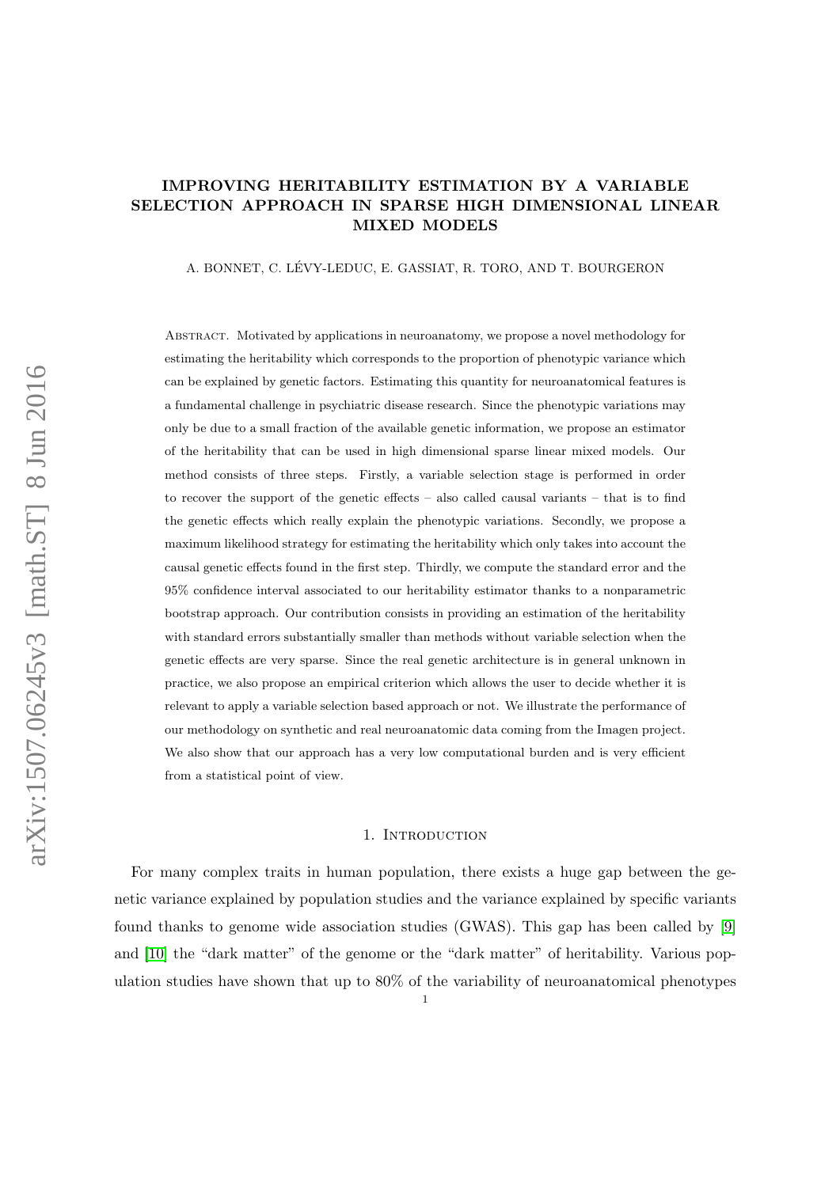# IMPROVING HERITABILITY ESTIMATION BY A VARIABLE SELECTION APPROACH IN SPARSE HIGH DIMENSIONAL LINEAR MIXED MODELS

A. BONNET, C. LÉVY-LEDUC, E. GASSIAT, R. TORO, AND T. BOURGERON

Abstract. Motivated by applications in neuroanatomy, we propose a novel methodology for estimating the heritability which corresponds to the proportion of phenotypic variance which can be explained by genetic factors. Estimating this quantity for neuroanatomical features is a fundamental challenge in psychiatric disease research. Since the phenotypic variations may only be due to a small fraction of the available genetic information, we propose an estimator of the heritability that can be used in high dimensional sparse linear mixed models. Our method consists of three steps. Firstly, a variable selection stage is performed in order to recover the support of the genetic effects – also called causal variants – that is to find the genetic effects which really explain the phenotypic variations. Secondly, we propose a maximum likelihood strategy for estimating the heritability which only takes into account the causal genetic effects found in the first step. Thirdly, we compute the standard error and the 95% confidence interval associated to our heritability estimator thanks to a nonparametric bootstrap approach. Our contribution consists in providing an estimation of the heritability with standard errors substantially smaller than methods without variable selection when the genetic effects are very sparse. Since the real genetic architecture is in general unknown in practice, we also propose an empirical criterion which allows the user to decide whether it is relevant to apply a variable selection based approach or not. We illustrate the performance of our methodology on synthetic and real neuroanatomic data coming from the Imagen project. We also show that our approach has a very low computational burden and is very efficient from a statistical point of view.

## 1. Introduction

For many complex traits in human population, there exists a huge gap between the genetic variance explained by population studies and the variance explained by specific variants found thanks to genome wide association studies (GWAS). This gap has been called by [9] and [10] the "dark matter" of the genome or the "dark matter" of heritability. Various population studies have shown that up to 80% of the variability of neuroanatomical phenotypes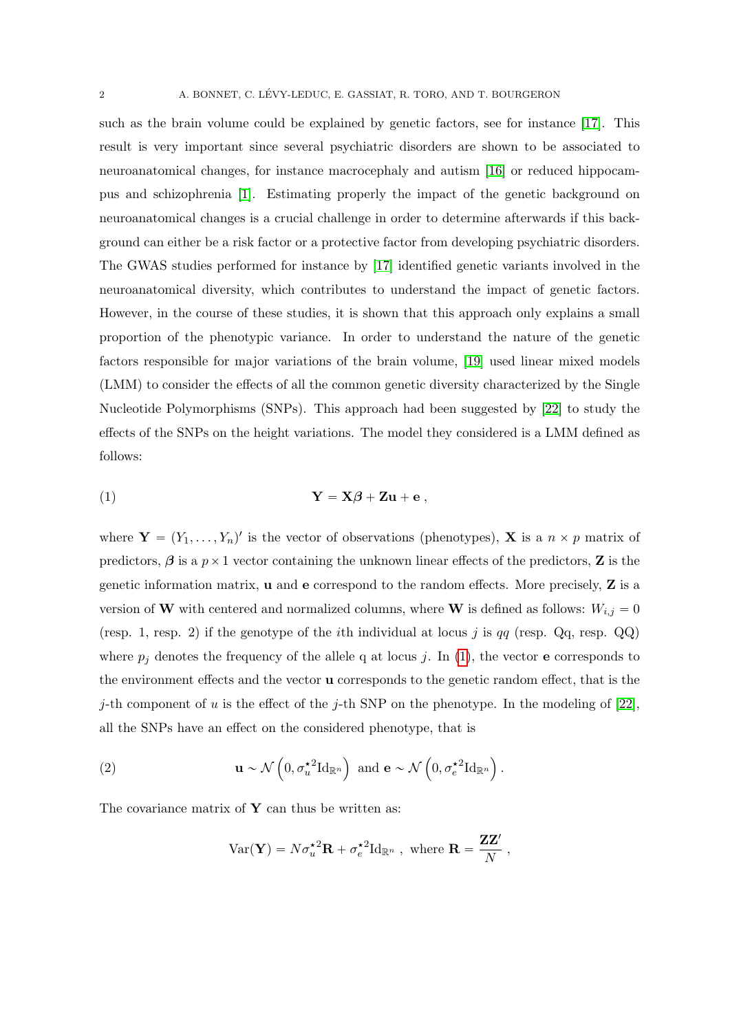such as the brain volume could be explained by genetic factors, see for instance [17]. This result is very important since several psychiatric disorders are shown to be associated to neuroanatomical changes, for instance macrocephaly and autism [16] or reduced hippocampus and schizophrenia [1]. Estimating properly the impact of the genetic background on neuroanatomical changes is a crucial challenge in order to determine afterwards if this background can either be a risk factor or a protective factor from developing psychiatric disorders. The GWAS studies performed for instance by [17] identified genetic variants involved in the neuroanatomical diversity, which contributes to understand the impact of genetic factors. However, in the course of these studies, it is shown that this approach only explains a small proportion of the phenotypic variance. In order to understand the nature of the genetic factors responsible for major variations of the brain volume, [19] used linear mixed models (LMM) to consider the effects of all the common genetic diversity characterized by the Single Nucleotide Polymorphisms (SNPs). This approach had been suggested by [22] to study the effects of the SNPs on the height variations. The model they considered is a LMM defined as follows:

$$\mathbf{Y} = \mathbf{X}\boldsymbol{\beta} + \mathbf{Z}\mathbf{u} + \mathbf{e} \, , \tag{1}$$

where $\mathbf{Y} = (Y_1, \ldots, Y_n)'$ is the vector of observations (phenotypes), $\mathbf{X}$ is a $n \times p$ matrix of predictors, $\boldsymbol{\beta}$ is a $p \times 1$ vector containing the unknown linear effects of the predictors, $\mathbf{Z}$ is the genetic information matrix, $\mathbf{u}$ and $\mathbf{e}$ correspond to the random effects. More precisely, $\mathbf{Z}$ is a version of $\mathbf{W}$ with centered and normalized columns, where $\mathbf{W}$ is defined as follows: $W_{i,j} = 0$ (resp. 1, resp. 2) if the genotype of the $i$th individual at locus $j$ is $qq$ (resp. Qq, resp. QQ) where $p_j$ denotes the frequency of the allele q at locus $j$. In (1), the vector $\mathbf{e}$ corresponds to the environment effects and the vector $\mathbf{u}$ corresponds to the genetic random effect, that is the $j$-th component of $u$ is the effect of the $j$-th SNP on the phenotype. In the modeling of [22], all the SNPs have an effect on the considered phenotype, that is

$$\mathbf{u} \sim \mathcal{N}\left(0, \sigma_u^{\star 2} \mathrm{Id}_{\mathbb{R}^n}\right) \text{ and } \mathbf{e} \sim \mathcal{N}\left(0, \sigma_e^{\star 2} \mathrm{Id}_{\mathbb{R}^n}\right). \tag{2}$$

The covariance matrix of $\mathbf{Y}$ can thus be written as:

$$\mathrm{Var}(\mathbf{Y}) = N \sigma_u^{\star 2} \mathbf{R} + \sigma_e^{\star 2} \mathrm{Id}_{\mathbb{R}^n} \, , \text{ where } \mathbf{R} = \frac{\mathbf{Z}\mathbf{Z}'}{N} \, ,$$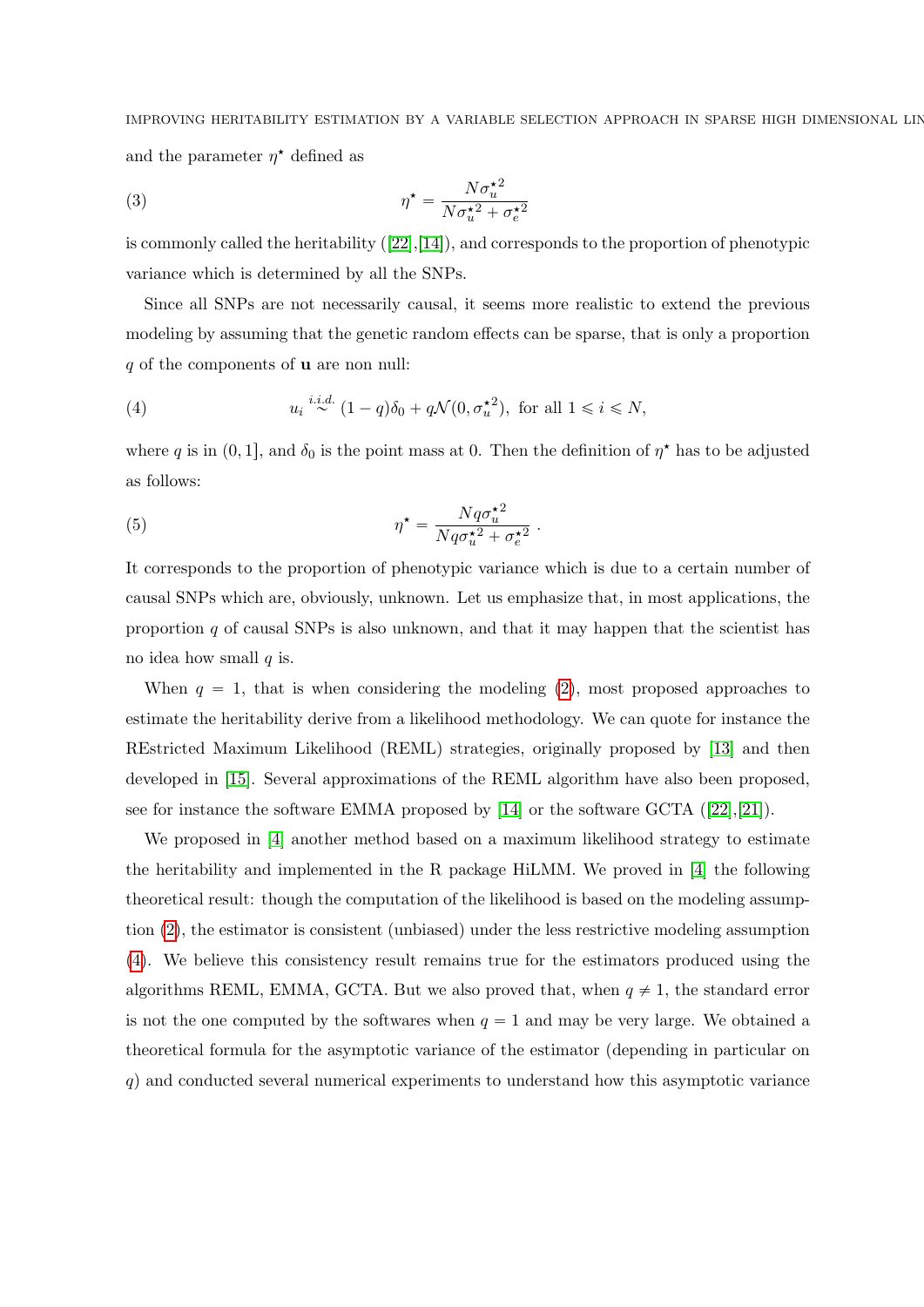and the parameter $\eta^\star$ defined as

$$\eta^\star = \frac{N\sigma_u^{\star 2}}{N\sigma_u^{\star 2} + \sigma_e^{\star 2}} \tag{3}$$

is commonly called the heritability ([22],[14]), and corresponds to the proportion of phenotypic variance which is determined by all the SNPs.

Since all SNPs are not necessarily causal, it seems more realistic to extend the previous modeling by assuming that the genetic random effects can be sparse, that is only a proportion $q$ of the components of $\mathbf{u}$ are non null:

$$u_i \overset{i.i.d.}{\sim} (1-q)\delta_0 + q\mathcal{N}(0, \sigma_u^{\star 2}), \text{ for all } 1 \leqslant i \leqslant N, \tag{4}$$

where $q$ is in $(0, 1]$, and $\delta_0$ is the point mass at 0. Then the definition of $\eta^\star$ has to be adjusted as follows:

$$\eta^\star = \frac{Nq\sigma_u^{\star 2}}{Nq\sigma_u^{\star 2} + \sigma_e^{\star 2}}\ . \tag{5}$$

It corresponds to the proportion of phenotypic variance which is due to a certain number of causal SNPs which are, obviously, unknown. Let us emphasize that, in most applications, the proportion $q$ of causal SNPs is also unknown, and that it may happen that the scientist has no idea how small $q$ is.

When $q = 1$, that is when considering the modeling (2), most proposed approaches to estimate the heritability derive from a likelihood methodology. We can quote for instance the REstricted Maximum Likelihood (REML) strategies, originally proposed by [13] and then developed in [15]. Several approximations of the REML algorithm have also been proposed, see for instance the software EMMA proposed by [14] or the software GCTA ([22],[21]).

We proposed in [4] another method based on a maximum likelihood strategy to estimate the heritability and implemented in the R package HiLMM. We proved in [4] the following theoretical result: though the computation of the likelihood is based on the modeling assumption (2), the estimator is consistent (unbiased) under the less restrictive modeling assumption (4). We believe this consistency result remains true for the estimators produced using the algorithms REML, EMMA, GCTA. But we also proved that, when $q \neq 1$, the standard error is not the one computed by the softwares when $q = 1$ and may be very large. We obtained a theoretical formula for the asymptotic variance of the estimator (depending in particular on $q$) and conducted several numerical experiments to understand how this asymptotic variance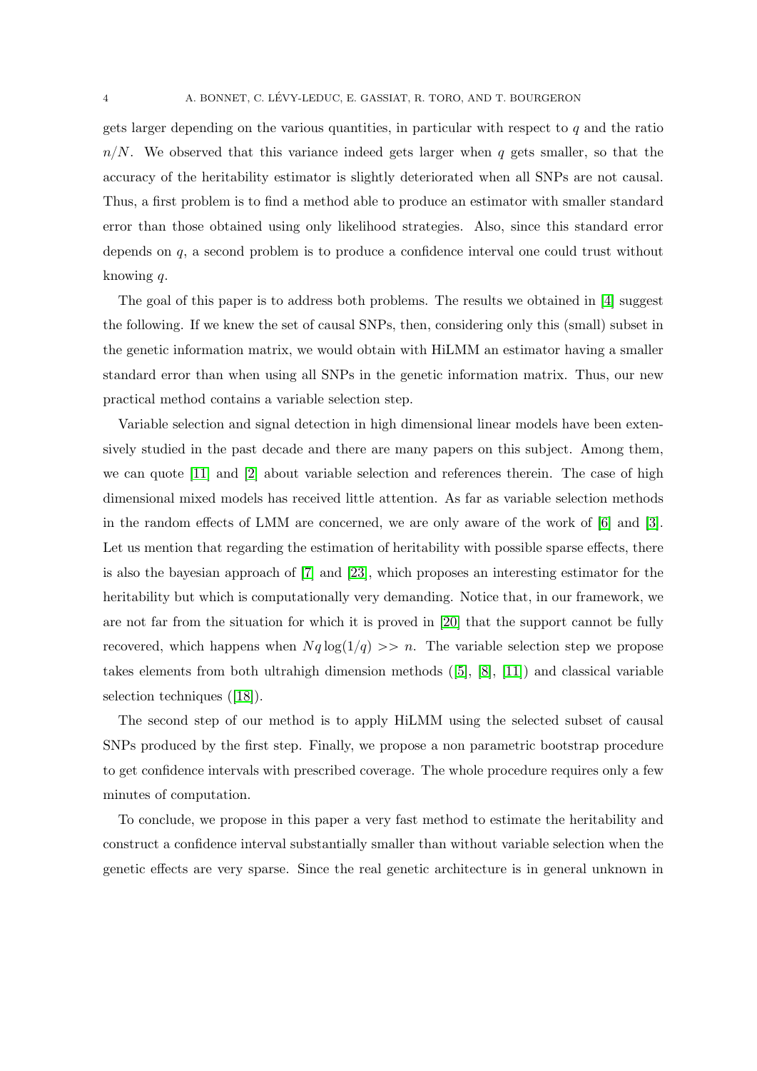gets larger depending on the various quantities, in particular with respect to $q$ and the ratio $n/N$. We observed that this variance indeed gets larger when $q$ gets smaller, so that the accuracy of the heritability estimator is slightly deteriorated when all SNPs are not causal. Thus, a first problem is to find a method able to produce an estimator with smaller standard error than those obtained using only likelihood strategies. Also, since this standard error depends on $q$, a second problem is to produce a confidence interval one could trust without knowing $q$.

The goal of this paper is to address both problems. The results we obtained in [4] suggest the following. If we knew the set of causal SNPs, then, considering only this (small) subset in the genetic information matrix, we would obtain with HiLMM an estimator having a smaller standard error than when using all SNPs in the genetic information matrix. Thus, our new practical method contains a variable selection step.

Variable selection and signal detection in high dimensional linear models have been extensively studied in the past decade and there are many papers on this subject. Among them, we can quote [11] and [2] about variable selection and references therein. The case of high dimensional mixed models has received little attention. As far as variable selection methods in the random effects of LMM are concerned, we are only aware of the work of [6] and [3]. Let us mention that regarding the estimation of heritability with possible sparse effects, there is also the bayesian approach of [7] and [23], which proposes an interesting estimator for the heritability but which is computationally very demanding. Notice that, in our framework, we are not far from the situation for which it is proved in [20] that the support cannot be fully recovered, which happens when $Nq\log(1/q) >> n$. The variable selection step we propose takes elements from both ultrahigh dimension methods ([5], [8], [11]) and classical variable selection techniques ([18]).

The second step of our method is to apply HiLMM using the selected subset of causal SNPs produced by the first step. Finally, we propose a non parametric bootstrap procedure to get confidence intervals with prescribed coverage. The whole procedure requires only a few minutes of computation.

To conclude, we propose in this paper a very fast method to estimate the heritability and construct a confidence interval substantially smaller than without variable selection when the genetic effects are very sparse. Since the real genetic architecture is in general unknown in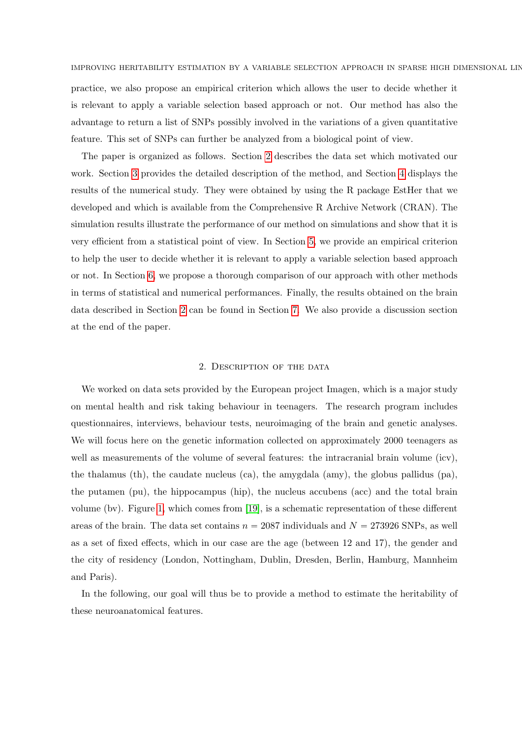practice, we also propose an empirical criterion which allows the user to decide whether it is relevant to apply a variable selection based approach or not. Our method has also the advantage to return a list of SNPs possibly involved in the variations of a given quantitative feature. This set of SNPs can further be analyzed from a biological point of view.

The paper is organized as follows. Section 2 describes the data set which motivated our work. Section 3 provides the detailed description of the method, and Section 4 displays the results of the numerical study. They were obtained by using the R package EstHer that we developed and which is available from the Comprehensive R Archive Network (CRAN). The simulation results illustrate the performance of our method on simulations and show that it is very efficient from a statistical point of view. In Section 5, we provide an empirical criterion to help the user to decide whether it is relevant to apply a variable selection based approach or not. In Section 6, we propose a thorough comparison of our approach with other methods in terms of statistical and numerical performances. Finally, the results obtained on the brain data described in Section 2 can be found in Section 7. We also provide a discussion section at the end of the paper.

## 2. Description of the data

We worked on data sets provided by the European project Imagen, which is a major study on mental health and risk taking behaviour in teenagers. The research program includes questionnaires, interviews, behaviour tests, neuroimaging of the brain and genetic analyses. We will focus here on the genetic information collected on approximately 2000 teenagers as well as measurements of the volume of several features: the intracranial brain volume (icv), the thalamus (th), the caudate nucleus (ca), the amygdala (amy), the globus pallidus (pa), the putamen (pu), the hippocampus (hip), the nucleus accubens (acc) and the total brain volume (bv). Figure 1, which comes from [19], is a schematic representation of these different areas of the brain. The data set contains $n = 2087$ individuals and $N = 273926$ SNPs, as well as a set of fixed effects, which in our case are the age (between 12 and 17), the gender and the city of residency (London, Nottingham, Dublin, Dresden, Berlin, Hamburg, Mannheim and Paris).

In the following, our goal will thus be to provide a method to estimate the heritability of these neuroanatomical features.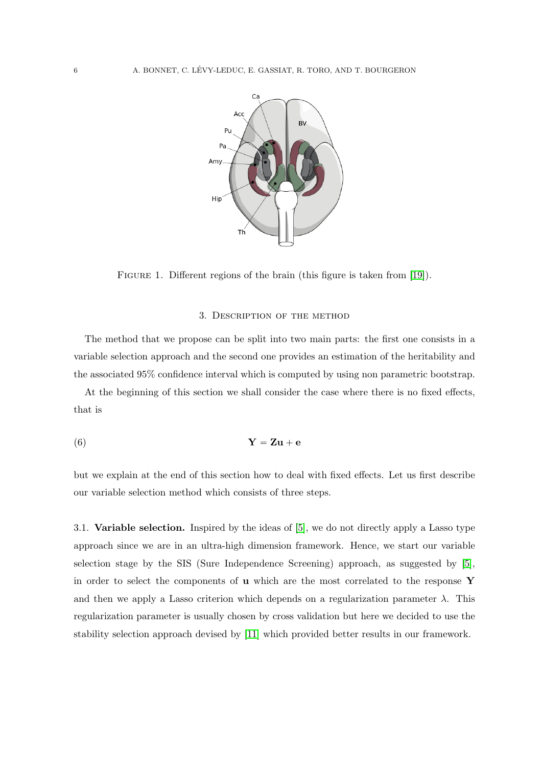Figure 1. Different regions of the brain (this figure is taken from [19]).

## 3. Description of the method

The method that we propose can be split into two main parts: the first one consists in a variable selection approach and the second one provides an estimation of the heritability and the associated 95% confidence interval which is computed by using non parametric bootstrap.

At the beginning of this section we shall consider the case where there is no fixed effects, that is

$$\mathbf{Y} = \mathbf{Z}\mathbf{u} + \mathbf{e} \tag{6}$$

but we explain at the end of this section how to deal with fixed effects. Let us first describe our variable selection method which consists of three steps.

### 3.1. Variable selection.

Inspired by the ideas of [5], we do not directly apply a Lasso type approach since we are in an ultra-high dimension framework. Hence, we start our variable selection stage by the SIS (Sure Independence Screening) approach, as suggested by [5], in order to select the components of $\mathbf{u}$ which are the most correlated to the response $\mathbf{Y}$ and then we apply a Lasso criterion which depends on a regularization parameter $\lambda$. This regularization parameter is usually chosen by cross validation but here we decided to use the stability selection approach devised by [11] which provided better results in our framework.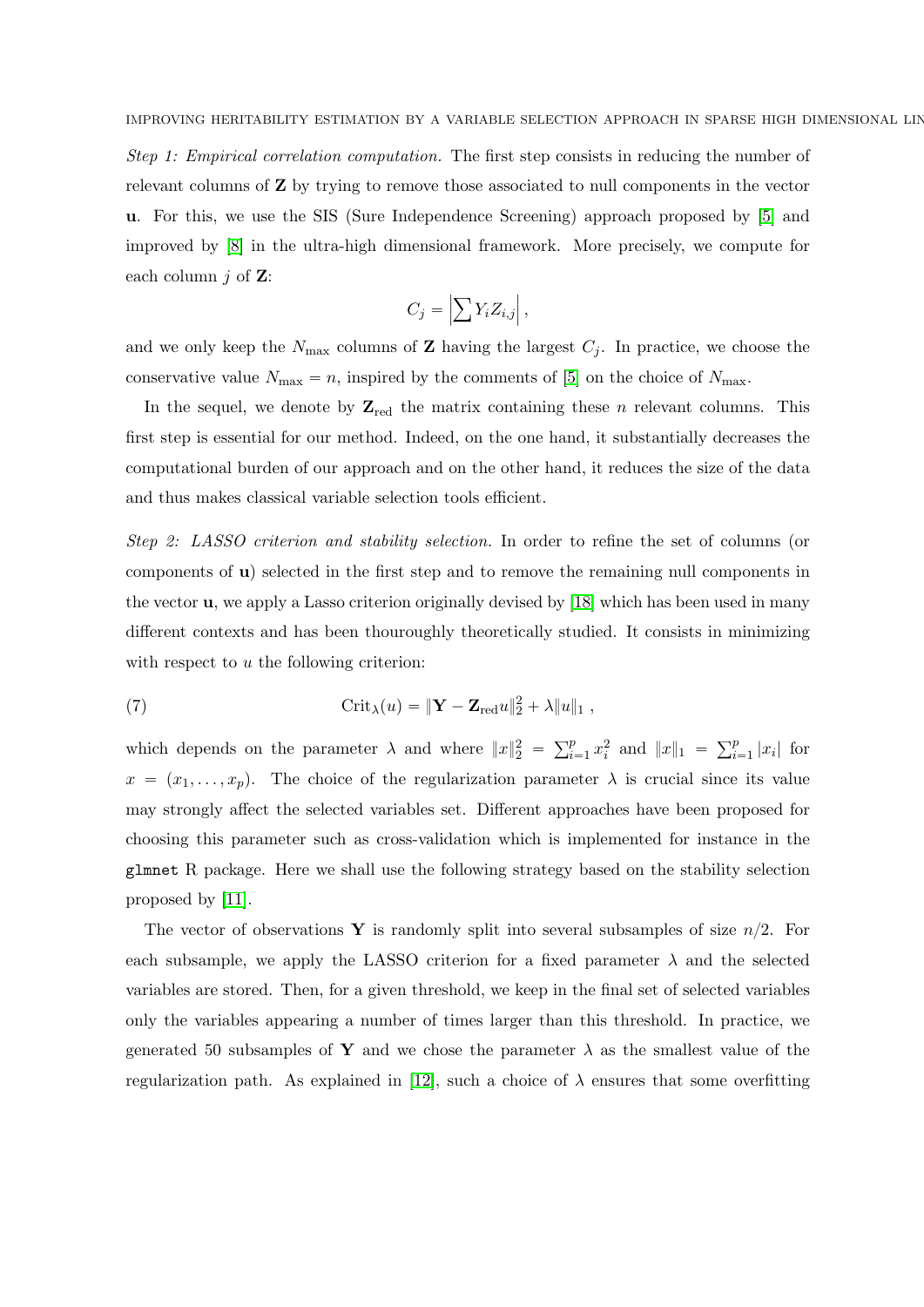*Step 1: Empirical correlation computation.* The first step consists in reducing the number of relevant columns of $\mathbf{Z}$ by trying to remove those associated to null components in the vector $\mathbf{u}$. For this, we use the SIS (Sure Independence Screening) approach proposed by [5] and improved by [8] in the ultra-high dimensional framework. More precisely, we compute for each column $j$ of $\mathbf{Z}$:

$$C_j = \left| \sum Y_i Z_{i,j} \right|,$$

and we only keep the $N_{\max}$ columns of $\mathbf{Z}$ having the largest $C_j$. In practice, we choose the conservative value $N_{\max} = n$, inspired by the comments of [5] on the choice of $N_{\max}$.

In the sequel, we denote by $\mathbf{Z}_{\text{red}}$ the matrix containing these $n$ relevant columns. This first step is essential for our method. Indeed, on the one hand, it substantially decreases the computational burden of our approach and on the other hand, it reduces the size of the data and thus makes classical variable selection tools efficient.

*Step 2: LASSO criterion and stability selection.* In order to refine the set of columns (or components of $\mathbf{u}$) selected in the first step and to remove the remaining null components in the vector $\mathbf{u}$, we apply a Lasso criterion originally devised by [18] which has been used in many different contexts and has been thouroughly theoretically studied. It consists in minimizing with respect to $u$ the following criterion:

$$\text{Crit}_\lambda(u) = \|\mathbf{Y} - \mathbf{Z}_{\text{red}} u\|_2^2 + \lambda \|u\|_1 \,, \tag{7}$$

which depends on the parameter $\lambda$ and where $\|x\|_2^2 = \sum_{i=1}^p x_i^2$ and $\|x\|_1 = \sum_{i=1}^p |x_i|$ for $x = (x_1, \ldots, x_p)$. The choice of the regularization parameter $\lambda$ is crucial since its value may strongly affect the selected variables set. Different approaches have been proposed for choosing this parameter such as cross-validation which is implemented for instance in the `glmnet` R package. Here we shall use the following strategy based on the stability selection proposed by [11].

The vector of observations $\mathbf{Y}$ is randomly split into several subsamples of size $n/2$. For each subsample, we apply the LASSO criterion for a fixed parameter $\lambda$ and the selected variables are stored. Then, for a given threshold, we keep in the final set of selected variables only the variables appearing a number of times larger than this threshold. In practice, we generated 50 subsamples of $\mathbf{Y}$ and we chose the parameter $\lambda$ as the smallest value of the regularization path. As explained in [12], such a choice of $\lambda$ ensures that some overfitting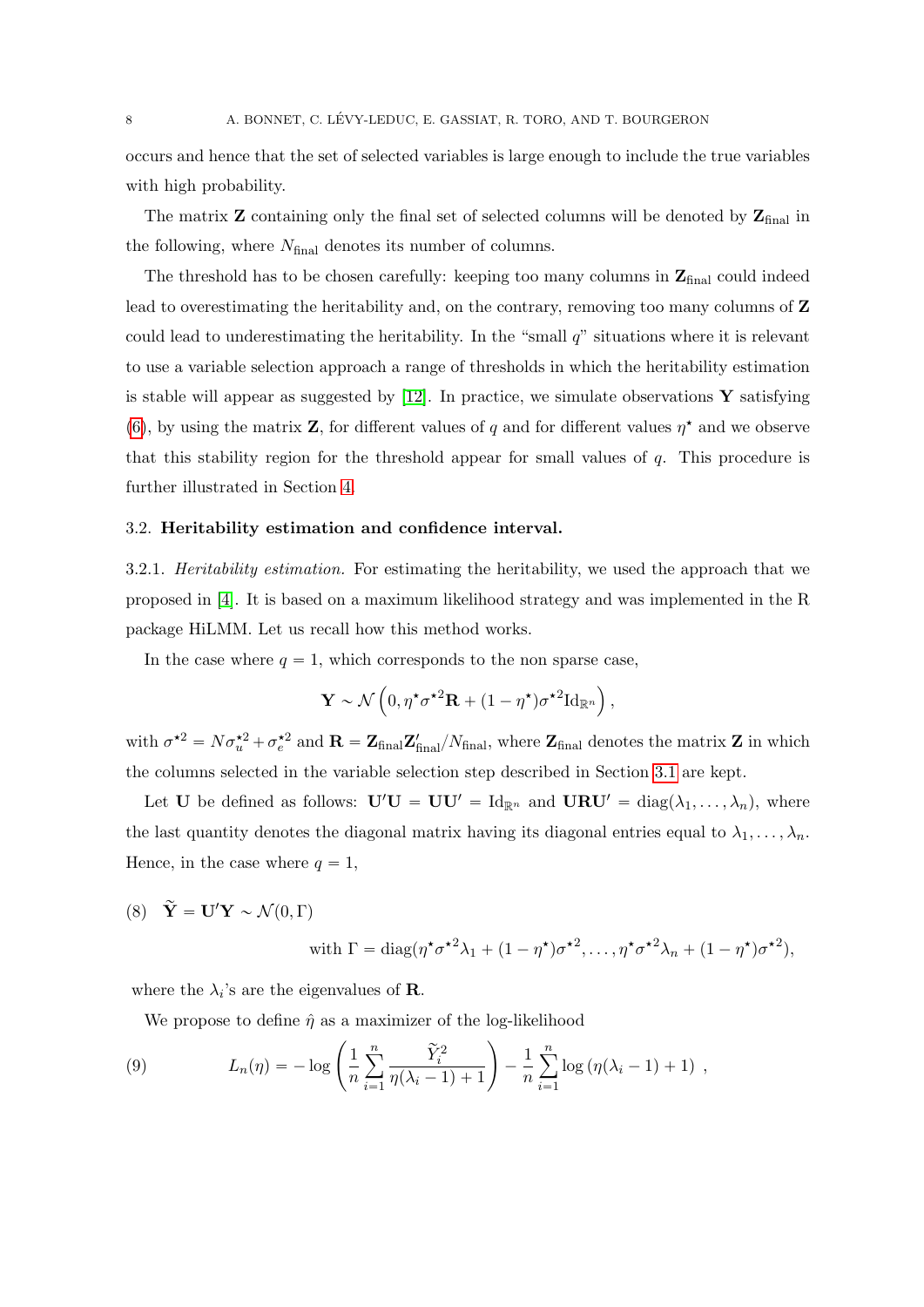occurs and hence that the set of selected variables is large enough to include the true variables with high probability.

The matrix $\mathbf{Z}$ containing only the final set of selected columns will be denoted by $\mathbf{Z}_{\text{final}}$ in the following, where $N_{\text{final}}$ denotes its number of columns.

The threshold has to be chosen carefully: keeping too many columns in $\mathbf{Z}_{\text{final}}$ could indeed lead to overestimating the heritability and, on the contrary, removing too many columns of $\mathbf{Z}$ could lead to underestimating the heritability. In the "small $q$" situations where it is relevant to use a variable selection approach a range of thresholds in which the heritability estimation is stable will appear as suggested by [12]. In practice, we simulate observations $\mathbf{Y}$ satisfying (6), by using the matrix $\mathbf{Z}$, for different values of $q$ and for different values $\eta^\star$ and we observe that this stability region for the threshold appear for small values of $q$. This procedure is further illustrated in Section 4.

### 3.2. Heritability estimation and confidence interval.

3.2.1. *Heritability estimation.* For estimating the heritability, we used the approach that we proposed in [4]. It is based on a maximum likelihood strategy and was implemented in the R package HiLMM. Let us recall how this method works.

In the case where $q = 1$, which corresponds to the non sparse case,

$$\mathbf{Y} \sim \mathcal{N}\left(0, \eta^\star \sigma^{\star 2} \mathbf{R} + (1-\eta^\star)\sigma^{\star 2} \mathrm{Id}_{\mathbb{R}^n}\right),$$

with $\sigma^{\star 2} = N\sigma_u^{\star 2} + \sigma_e^{\star 2}$ and $\mathbf{R} = \mathbf{Z}_{\text{final}}\mathbf{Z}_{\text{final}}'/N_{\text{final}}$, where $\mathbf{Z}_{\text{final}}$ denotes the matrix $\mathbf{Z}$ in which the columns selected in the variable selection step described in Section 3.1 are kept.

Let $\mathbf{U}$ be defined as follows: $\mathbf{U}'\mathbf{U} = \mathbf{U}\mathbf{U}' = \mathrm{Id}_{\mathbb{R}^n}$ and $\mathbf{U}\mathbf{R}\mathbf{U}' = \mathrm{diag}(\lambda_1, \dots, \lambda_n)$, where the last quantity denotes the diagonal matrix having its diagonal entries equal to $\lambda_1, \dots, \lambda_n$. Hence, in the case where $q = 1$,

$$\widetilde{\mathbf{Y}} = \mathbf{U}'\mathbf{Y} \sim \mathcal{N}(0, \Gamma) \quad \text{with } \Gamma = \mathrm{diag}(\eta^\star\sigma^{\star 2}\lambda_1 + (1-\eta^\star)\sigma^{\star 2}, \dots, \eta^\star\sigma^{\star 2}\lambda_n + (1-\eta^\star)\sigma^{\star 2}), \tag{8}$$

where the $\lambda_i$'s are the eigenvalues of $\mathbf{R}$.

We propose to define $\hat{\eta}$ as a maximizer of the log-likelihood

$$L_n(\eta) = -\log\left(\frac{1}{n}\sum_{i=1}^{n} \frac{\widetilde{Y}_i^2}{\eta(\lambda_i - 1) + 1}\right) - \frac{1}{n}\sum_{i=1}^{n} \log\left(\eta(\lambda_i - 1) + 1\right)\,, \tag{9}$$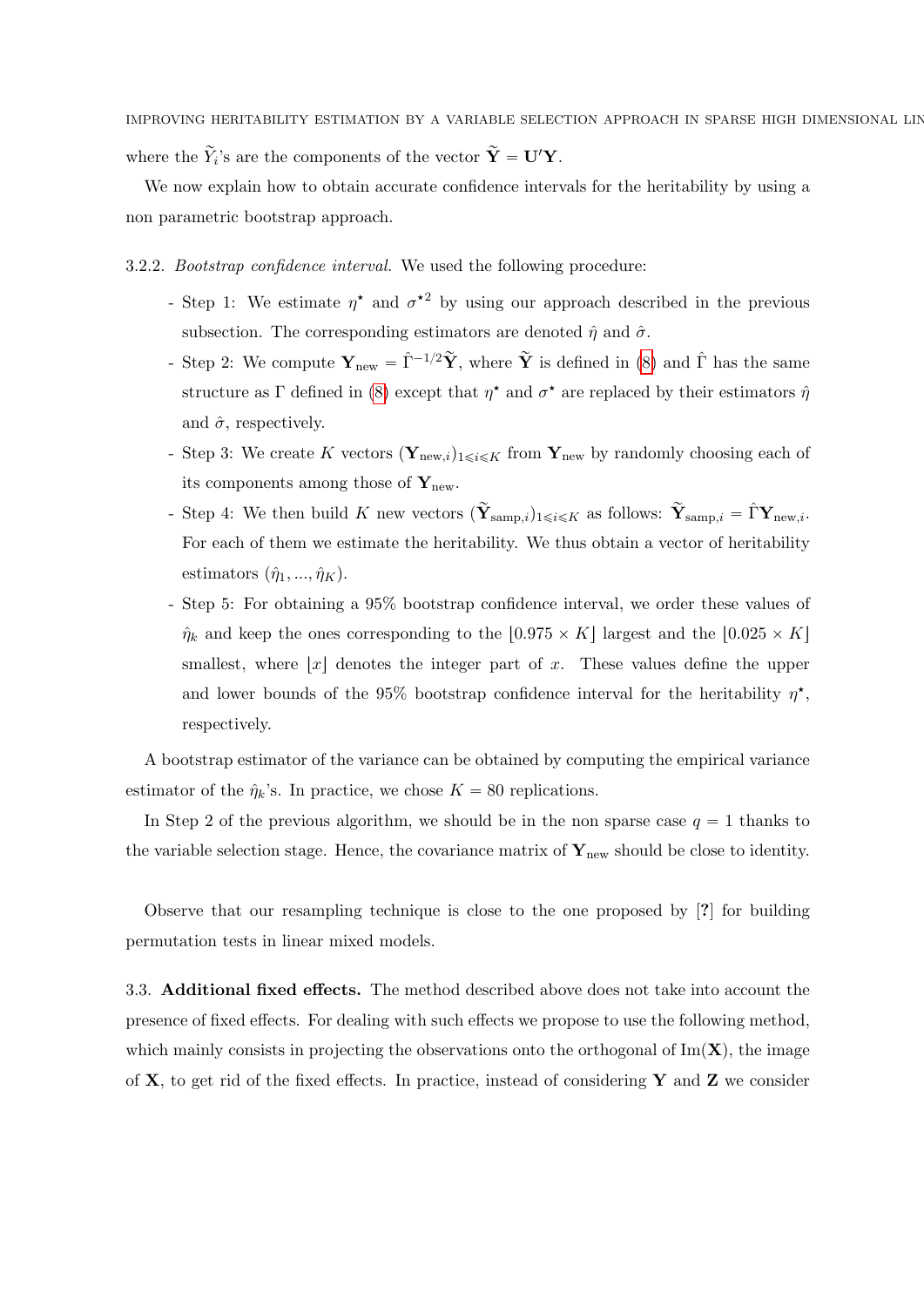where the $\widetilde{Y}_i$'s are the components of the vector $\widetilde{\mathbf{Y}} = \mathbf{U}'\mathbf{Y}$.

We now explain how to obtain accurate confidence intervals for the heritability by using a non parametric bootstrap approach.

3.2.2. *Bootstrap confidence interval.* We used the following procedure:

- Step 1: We estimate $\eta^\star$ and $\sigma^{\star 2}$ by using our approach described in the previous subsection. The corresponding estimators are denoted $\hat{\eta}$ and $\hat{\sigma}$.
- Step 2: We compute $\mathbf{Y}_{\text{new}} = \hat{\Gamma}^{-1/2}\widetilde{\mathbf{Y}}$, where $\widetilde{\mathbf{Y}}$ is defined in (8) and $\hat{\Gamma}$ has the same structure as $\Gamma$ defined in (8) except that $\eta^\star$ and $\sigma^\star$ are replaced by their estimators $\hat{\eta}$ and $\hat{\sigma}$, respectively.
- Step 3: We create $K$ vectors $(\mathbf{Y}_{\text{new},i})_{1\leqslant i\leqslant K}$ from $\mathbf{Y}_{\text{new}}$ by randomly choosing each of its components among those of $\mathbf{Y}_{\text{new}}$.
- Step 4: We then build $K$ new vectors $(\widetilde{\mathbf{Y}}_{\text{samp},i})_{1\leqslant i\leqslant K}$ as follows: $\widetilde{\mathbf{Y}}_{\text{samp},i} = \hat{\Gamma}\mathbf{Y}_{\text{new},i}$. For each of them we estimate the heritability. We thus obtain a vector of heritability estimators $(\hat{\eta}_1, ..., \hat{\eta}_K)$.
- Step 5: For obtaining a 95% bootstrap confidence interval, we order these values of $\hat{\eta}_k$ and keep the ones corresponding to the $\lfloor 0.975 \times K \rfloor$ largest and the $\lfloor 0.025 \times K \rfloor$ smallest, where $\lfloor x \rfloor$ denotes the integer part of $x$. These values define the upper and lower bounds of the 95% bootstrap confidence interval for the heritability $\eta^\star$, respectively.

A bootstrap estimator of the variance can be obtained by computing the empirical variance estimator of the $\hat{\eta}_k$'s. In practice, we chose $K = 80$ replications.

In Step 2 of the previous algorithm, we should be in the non sparse case $q = 1$ thanks to the variable selection stage. Hence, the covariance matrix of $\mathbf{Y}_{\text{new}}$ should be close to identity.

Observe that our resampling technique is close to the one proposed by [?] for building permutation tests in linear mixed models.

3.3. **Additional fixed effects.** The method described above does not take into account the presence of fixed effects. For dealing with such effects we propose to use the following method, which mainly consists in projecting the observations onto the orthogonal of $\text{Im}(\mathbf{X})$, the image of $\mathbf{X}$, to get rid of the fixed effects. In practice, instead of considering $\mathbf{Y}$ and $\mathbf{Z}$ we consider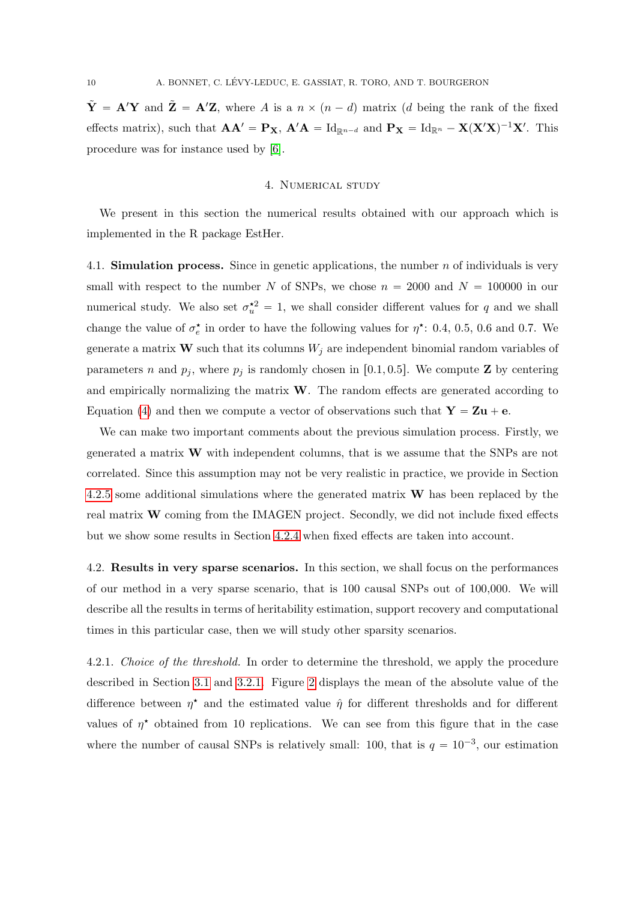$\tilde{\mathbf{Y}} = \mathbf{A}'\mathbf{Y}$ and $\tilde{\mathbf{Z}} = \mathbf{A}'\mathbf{Z}$, where $A$ is a $n \times (n-d)$ matrix ($d$ being the rank of the fixed effects matrix), such that $\mathbf{A}\mathbf{A}' = \mathbf{P_X}$, $\mathbf{A}'\mathbf{A} = \mathrm{Id}_{\mathbb{R}^{n-d}}$ and $\mathbf{P_X} = \mathrm{Id}_{\mathbb{R}^n} - \mathbf{X}(\mathbf{X}'\mathbf{X})^{-1}\mathbf{X}'$. This procedure was for instance used by [6].

## 4. Numerical study

We present in this section the numerical results obtained with our approach which is implemented in the R package EstHer.

### 4.1. Simulation process.

Since in genetic applications, the number $n$ of individuals is very small with respect to the number $N$ of SNPs, we chose $n = 2000$ and $N = 100000$ in our numerical study. We also set $\sigma_u^{\star 2} = 1$, we shall consider different values for $q$ and we shall change the value of $\sigma_e^\star$ in order to have the following values for $\eta^\star$: 0.4, 0.5, 0.6 and 0.7. We generate a matrix $\mathbf{W}$ such that its columns $W_j$ are independent binomial random variables of parameters $n$ and $p_j$, where $p_j$ is randomly chosen in $[0.1, 0.5]$. We compute $\mathbf{Z}$ by centering and empirically normalizing the matrix $\mathbf{W}$. The random effects are generated according to Equation (4) and then we compute a vector of observations such that $\mathbf{Y} = \mathbf{Z}\mathbf{u} + \mathbf{e}$.

We can make two important comments about the previous simulation process. Firstly, we generated a matrix $\mathbf{W}$ with independent columns, that is we assume that the SNPs are not correlated. Since this assumption may not be very realistic in practice, we provide in Section 4.2.5 some additional simulations where the generated matrix $\mathbf{W}$ has been replaced by the real matrix $\mathbf{W}$ coming from the IMAGEN project. Secondly, we did not include fixed effects but we show some results in Section 4.2.4 when fixed effects are taken into account.

### 4.2. Results in very sparse scenarios.

In this section, we shall focus on the performances of our method in a very sparse scenario, that is 100 causal SNPs out of 100,000. We will describe all the results in terms of heritability estimation, support recovery and computational times in this particular case, then we will study other sparsity scenarios.

#### 4.2.1. *Choice of the threshold.*

In order to determine the threshold, we apply the procedure described in Section 3.1 and 3.2.1. Figure 2 displays the mean of the absolute value of the difference between $\eta^\star$ and the estimated value $\hat{\eta}$ for different thresholds and for different values of $\eta^\star$ obtained from 10 replications. We can see from this figure that in the case where the number of causal SNPs is relatively small: 100, that is $q = 10^{-3}$, our estimation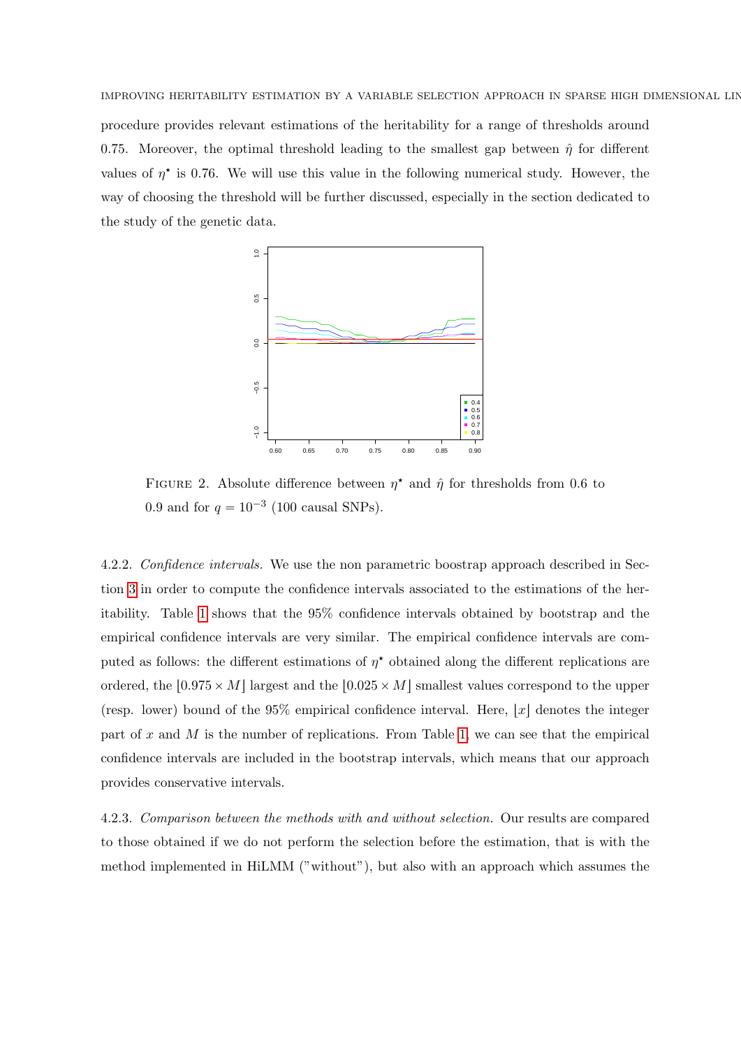procedure provides relevant estimations of the heritability for a range of thresholds around 0.75. Moreover, the optimal threshold leading to the smallest gap between $\hat{\eta}$ for different values of $\eta^\star$ is 0.76. We will use this value in the following numerical study. However, the way of choosing the threshold will be further discussed, especially in the section dedicated to the study of the genetic data.

FIGURE 2. Absolute difference between $\eta^\star$ and $\hat{\eta}$ for thresholds from 0.6 to 0.9 and for $q = 10^{-3}$ (100 causal SNPs).

4.2.2. *Confidence intervals.* We use the non parametric boostrap approach described in Section 3 in order to compute the confidence intervals associated to the estimations of the heritability. Table 1 shows that the 95% confidence intervals obtained by bootstrap and the empirical confidence intervals are very similar. The empirical confidence intervals are computed as follows: the different estimations of $\eta^\star$ obtained along the different replications are ordered, the $\lfloor 0.975 \times M \rfloor$ largest and the $\lfloor 0.025 \times M \rfloor$ smallest values correspond to the upper (resp. lower) bound of the 95% empirical confidence interval. Here, $\lfloor x \rfloor$ denotes the integer part of $x$ and $M$ is the number of replications. From Table 1, we can see that the empirical confidence intervals are included in the bootstrap intervals, which means that our approach provides conservative intervals.

4.2.3. *Comparison between the methods with and without selection.* Our results are compared to those obtained if we do not perform the selection before the estimation, that is with the method implemented in HiLMM ("without"), but also with an approach which assumes the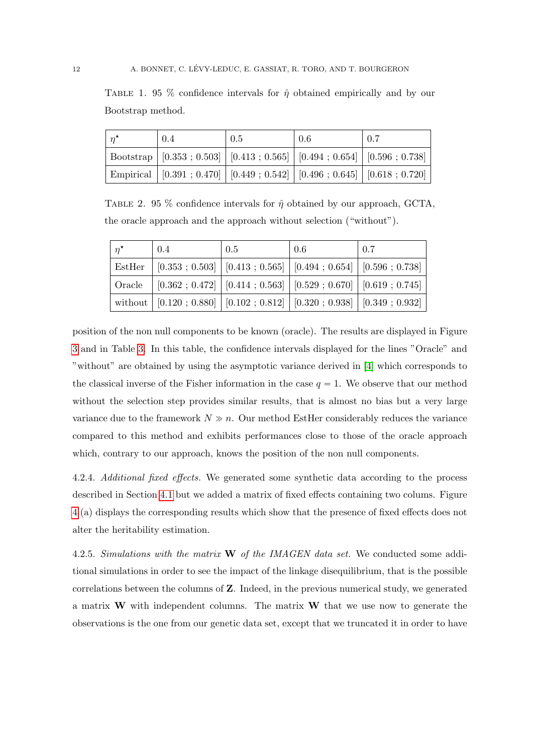TABLE 1. 95 % confidence intervals for $\hat{\eta}$ obtained empirically and by our Bootstrap method.

| $\eta^\star$ | 0.4 | 0.5 | 0.6 | 0.7 |
|---|---|---|---|---|
| Bootstrap | [0.353 ; 0.503] | [0.413 ; 0.565] | [0.494 ; 0.654] | [0.596 ; 0.738] |
| Empirical | [0.391 ; 0.470] | [0.449 ; 0.542] | [0.496 ; 0.645] | [0.618 ; 0.720] |

TABLE 2. 95 % confidence intervals for $\hat{\eta}$ obtained by our approach, GCTA, the oracle approach and the approach without selection ("without").

| $\eta^\star$ | 0.4 | 0.5 | 0.6 | 0.7 |
|---|---|---|---|---|
| EstHer | [0.353 ; 0.503] | [0.413 ; 0.565] | [0.494 ; 0.654] | [0.596 ; 0.738] |
| Oracle | [0.362 ; 0.472] | [0.414 ; 0.563] | [0.529 ; 0.670] | [0.619 ; 0.745] |
| without | [0.120 ; 0.880] | [0.102 ; 0.812] | [0.320 ; 0.938] | [0.349 ; 0.932] |

position of the non null components to be known (oracle). The results are displayed in Figure 3 and in Table 3. In this table, the confidence intervals displayed for the lines "Oracle" and "without" are obtained by using the asymptotic variance derived in [4] which corresponds to the classical inverse of the Fisher information in the case $q = 1$. We observe that our method without the selection step provides similar results, that is almost no bias but a very large variance due to the framework $N \gg n$. Our method EstHer considerably reduces the variance compared to this method and exhibits performances close to those of the oracle approach which, contrary to our approach, knows the position of the non null components.

4.2.4. *Additional fixed effects.* We generated some synthetic data according to the process described in Section 4.1 but we added a matrix of fixed effects containing two colums. Figure 4 (a) displays the corresponding results which show that the presence of fixed effects does not alter the heritability estimation.

4.2.5. *Simulations with the matrix* $\mathbf{W}$ *of the IMAGEN data set.* We conducted some additional simulations in order to see the impact of the linkage disequilibrium, that is the possible correlations between the columns of $\mathbf{Z}$. Indeed, in the previous numerical study, we generated a matrix $\mathbf{W}$ with independent columns. The matrix $\mathbf{W}$ that we use now to generate the observations is the one from our genetic data set, except that we truncated it in order to have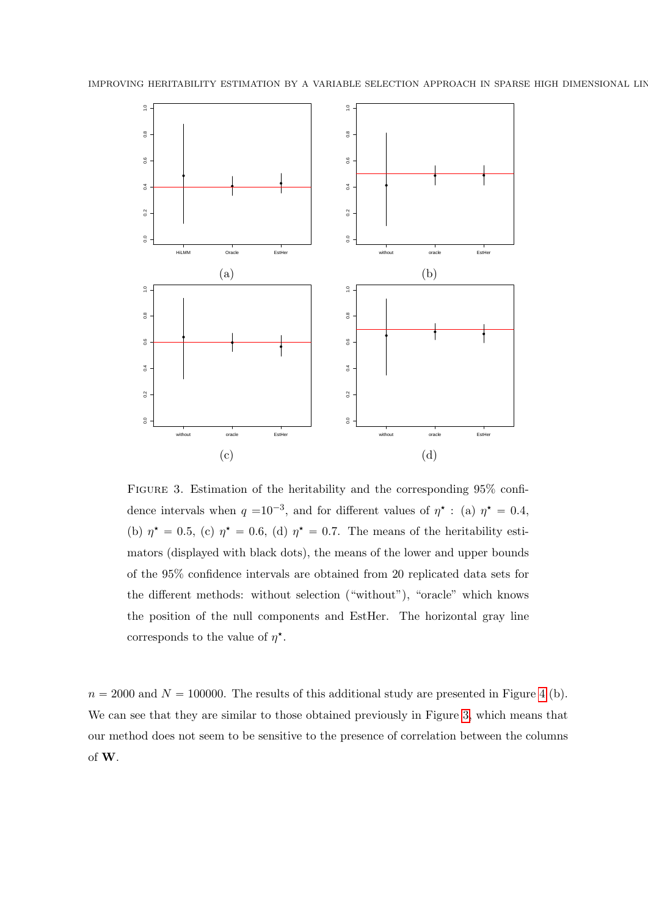FIGURE 3. Estimation of the heritability and the corresponding 95% confidence intervals when $q = 10^{-3}$, and for different values of $\eta^\star$ : (a) $\eta^\star = 0.4$, (b) $\eta^\star = 0.5$, (c) $\eta^\star = 0.6$, (d) $\eta^\star = 0.7$. The means of the heritability estimators (displayed with black dots), the means of the lower and upper bounds of the 95% confidence intervals are obtained from 20 replicated data sets for the different methods: without selection ("without"), "oracle" which knows the position of the null components and EstHer. The horizontal gray line corresponds to the value of $\eta^\star$.

$n = 2000$ and $N = 100000$. The results of this additional study are presented in Figure 4 (b). We can see that they are similar to those obtained previously in Figure 3, which means that our method does not seem to be sensitive to the presence of correlation between the columns of $\mathbf{W}$.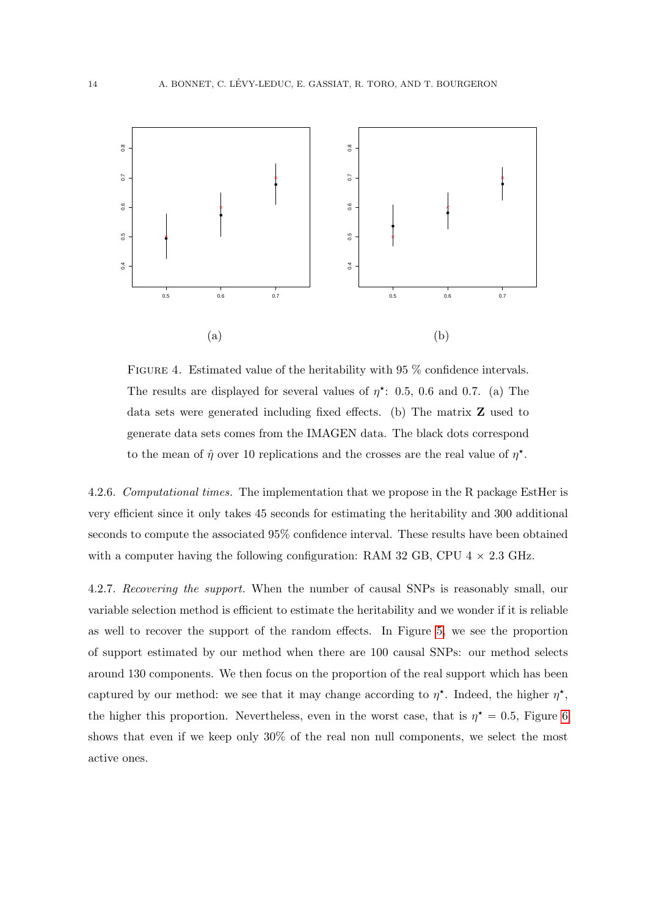(a) (b)

FIGURE 4. Estimated value of the heritability with 95 % confidence intervals. The results are displayed for several values of $\eta^\star$: 0.5, 0.6 and 0.7. (a) The data sets were generated including fixed effects. (b) The matrix $\mathbf{Z}$ used to generate data sets comes from the IMAGEN data. The black dots correspond to the mean of $\hat{\eta}$ over 10 replications and the crosses are the real value of $\eta^\star$.

4.2.6. *Computational times.* The implementation that we propose in the R package EstHer is very efficient since it only takes 45 seconds for estimating the heritability and 300 additional seconds to compute the associated 95% confidence interval. These results have been obtained with a computer having the following configuration: RAM 32 GB, CPU 4 $\times$ 2.3 GHz.

4.2.7. *Recovering the support.* When the number of causal SNPs is reasonably small, our variable selection method is efficient to estimate the heritability and we wonder if it is reliable as well to recover the support of the random effects. In Figure 5, we see the proportion of support estimated by our method when there are 100 causal SNPs: our method selects around 130 components. We then focus on the proportion of the real support which has been captured by our method: we see that it may change according to $\eta^\star$. Indeed, the higher $\eta^\star$, the higher this proportion. Nevertheless, even in the worst case, that is $\eta^\star = 0.5$, Figure 6 shows that even if we keep only 30% of the real non null components, we select the most active ones.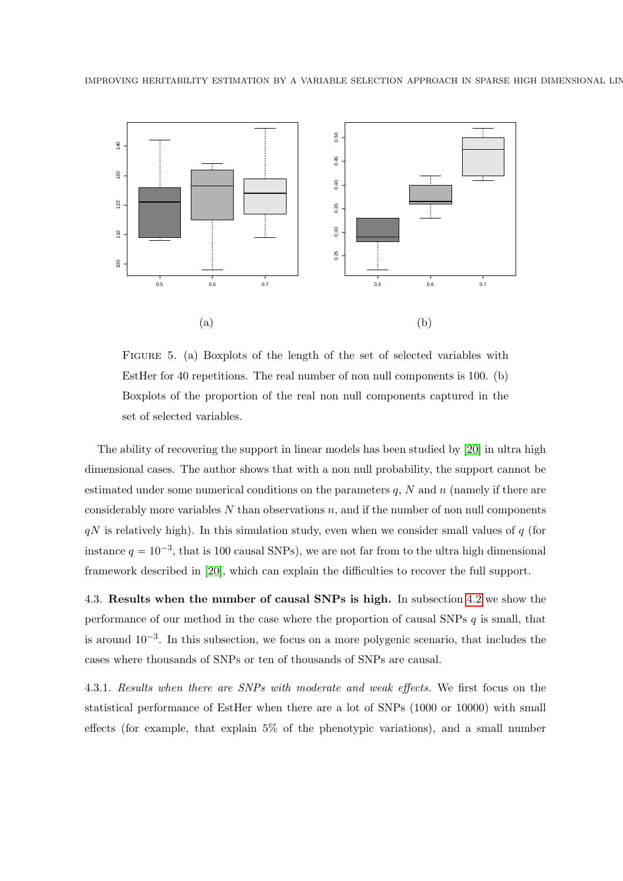(a) (b)

FIGURE 5. (a) Boxplots of the length of the set of selected variables with EstHer for 40 repetitions. The real number of non null components is 100. (b) Boxplots of the proportion of the real non null components captured in the set of selected variables.

The ability of recovering the support in linear models has been studied by [20] in ultra high dimensional cases. The author shows that with a non null probability, the support cannot be estimated under some numerical conditions on the parameters $q$, $N$ and $n$ (namely if there are considerably more variables $N$ than observations $n$, and if the number of non null components $qN$ is relatively high). In this simulation study, even when we consider small values of $q$ (for instance $q = 10^{-3}$, that is 100 causal SNPs), we are not far from to the ultra high dimensional framework described in [20], which can explain the difficulties to recover the full support.

4.3. **Results when the number of causal SNPs is high.** In subsection 4.2 we show the performance of our method in the case where the proportion of causal SNPs $q$ is small, that is around $10^{-3}$. In this subsection, we focus on a more polygenic scenario, that includes the cases where thousands of SNPs or ten of thousands of SNPs are causal.

4.3.1. *Results when there are SNPs with moderate and weak effects.* We first focus on the statistical performance of EstHer when there are a lot of SNPs (1000 or 10000) with small effects (for example, that explain 5% of the phenotypic variations), and a small number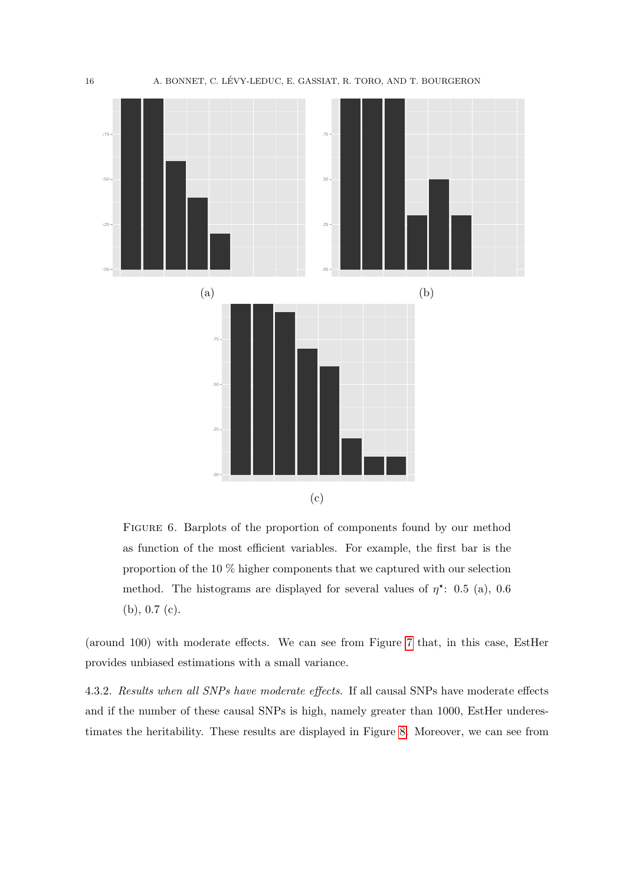(a)

(b)

(c)

FIGURE 6. Barplots of the proportion of components found by our method as function of the most efficient variables. For example, the first bar is the proportion of the 10 % higher components that we captured with our selection method. The histograms are displayed for several values of $\eta^\star$: 0.5 (a), 0.6 (b), 0.7 (c).

(around 100) with moderate effects. We can see from Figure 7 that, in this case, EstHer provides unbiased estimations with a small variance.

4.3.2. *Results when all SNPs have moderate effects.* If all causal SNPs have moderate effects and if the number of these causal SNPs is high, namely greater than 1000, EstHer underestimates the heritability. These results are displayed in Figure 8. Moreover, we can see from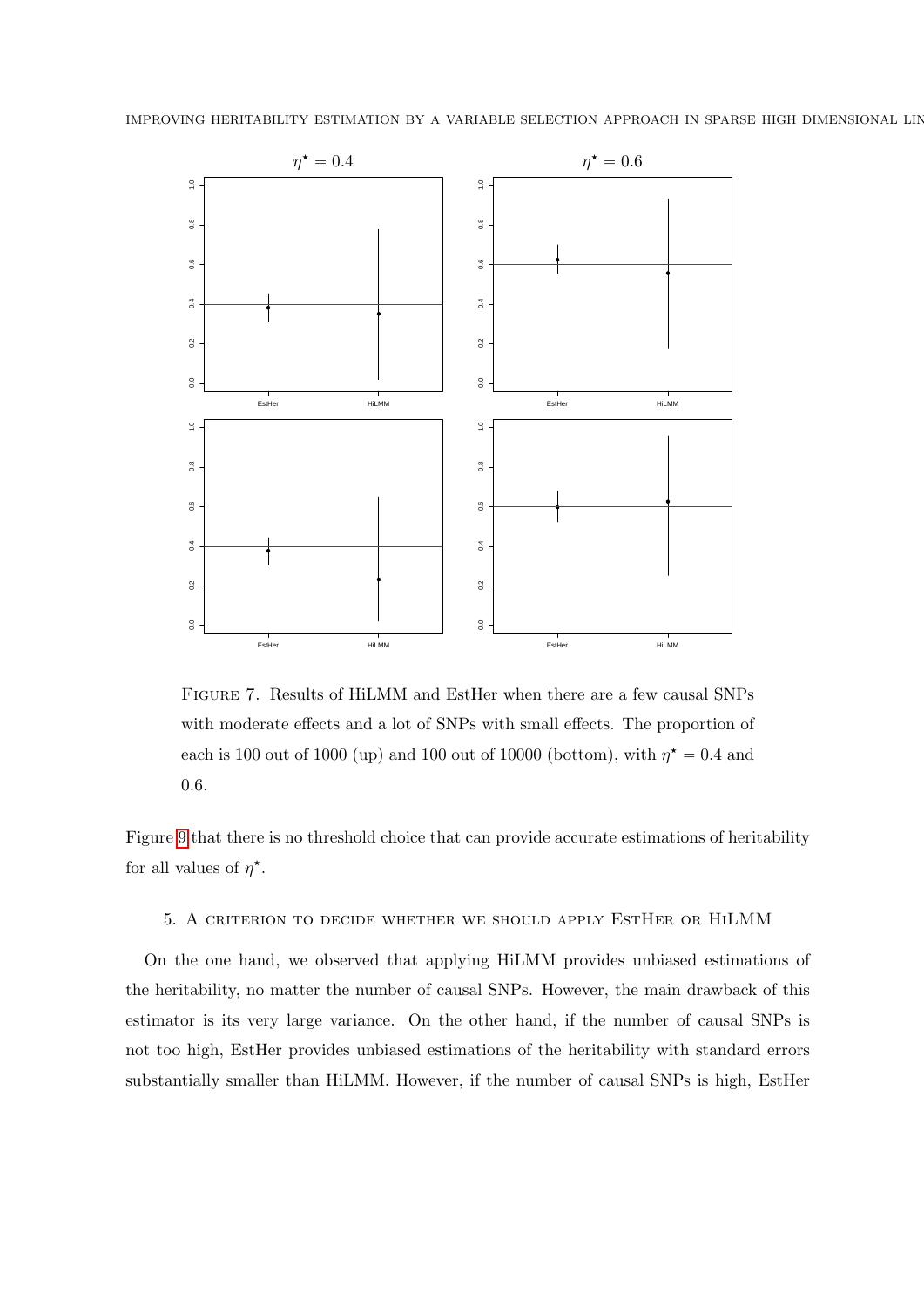FIGURE 7. Results of HiLMM and EstHer when there are a few causal SNPs with moderate effects and a lot of SNPs with small effects. The proportion of each is 100 out of 1000 (up) and 100 out of 10000 (bottom), with $\eta^\star = 0.4$ and 0.6.

Figure 9 that there is no threshold choice that can provide accurate estimations of heritability for all values of $\eta^\star$.

## 5. A criterion to decide whether we should apply EstHer or HiLMM

On the one hand, we observed that applying HiLMM provides unbiased estimations of the heritability, no matter the number of causal SNPs. However, the main drawback of this estimator is its very large variance. On the other hand, if the number of causal SNPs is not too high, EstHer provides unbiased estimations of the heritability with standard errors substantially smaller than HiLMM. However, if the number of causal SNPs is high, EstHer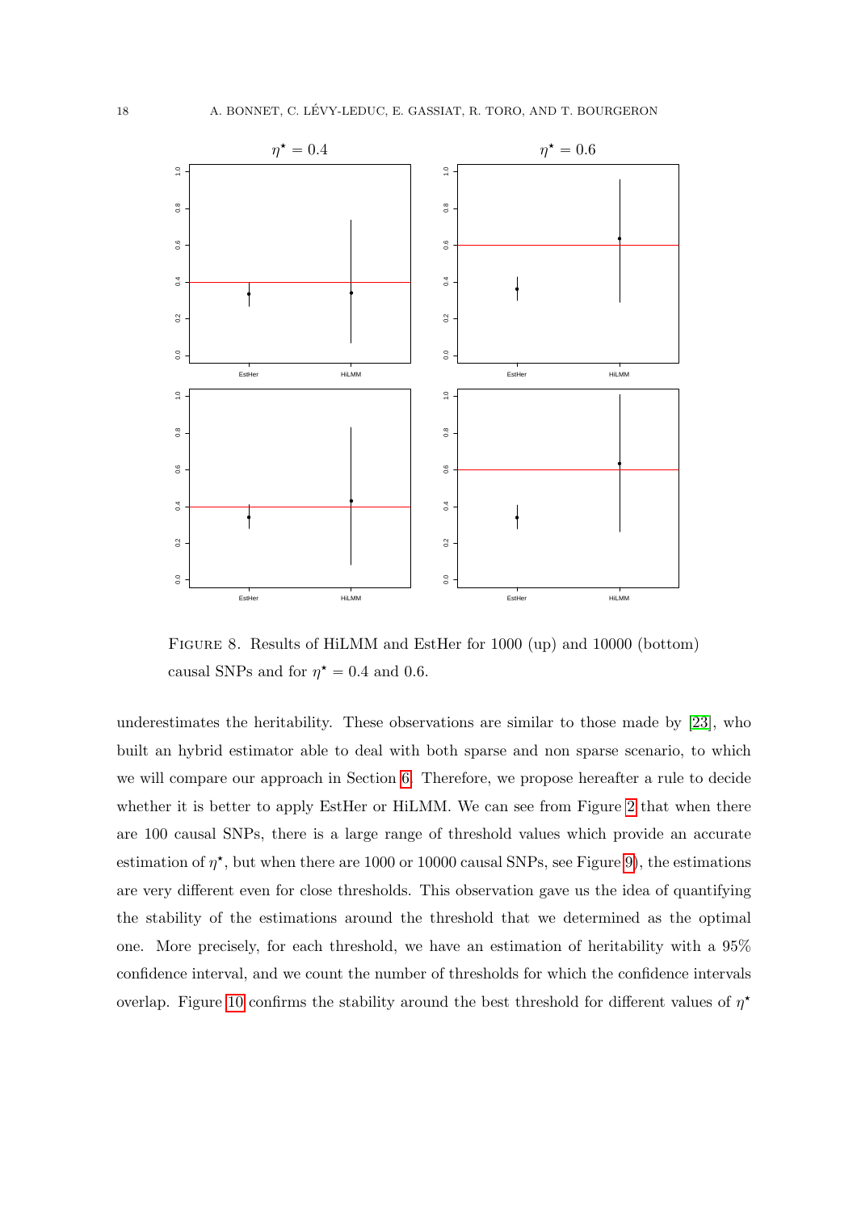FIGURE 8. Results of HiLMM and EstHer for 1000 (up) and 10000 (bottom) causal SNPs and for $\eta^\star = 0.4$ and 0.6.

underestimates the heritability. These observations are similar to those made by [23], who built an hybrid estimator able to deal with both sparse and non sparse scenario, to which we will compare our approach in Section 6. Therefore, we propose hereafter a rule to decide whether it is better to apply EstHer or HiLMM. We can see from Figure 2 that when there are 100 causal SNPs, there is a large range of threshold values which provide an accurate estimation of $\eta^\star$, but when there are 1000 or 10000 causal SNPs, see Figure 9), the estimations are very different even for close thresholds. This observation gave us the idea of quantifying the stability of the estimations around the threshold that we determined as the optimal one. More precisely, for each threshold, we have an estimation of heritability with a 95% confidence interval, and we count the number of thresholds for which the confidence intervals overlap. Figure 10 confirms the stability around the best threshold for different values of $\eta^\star$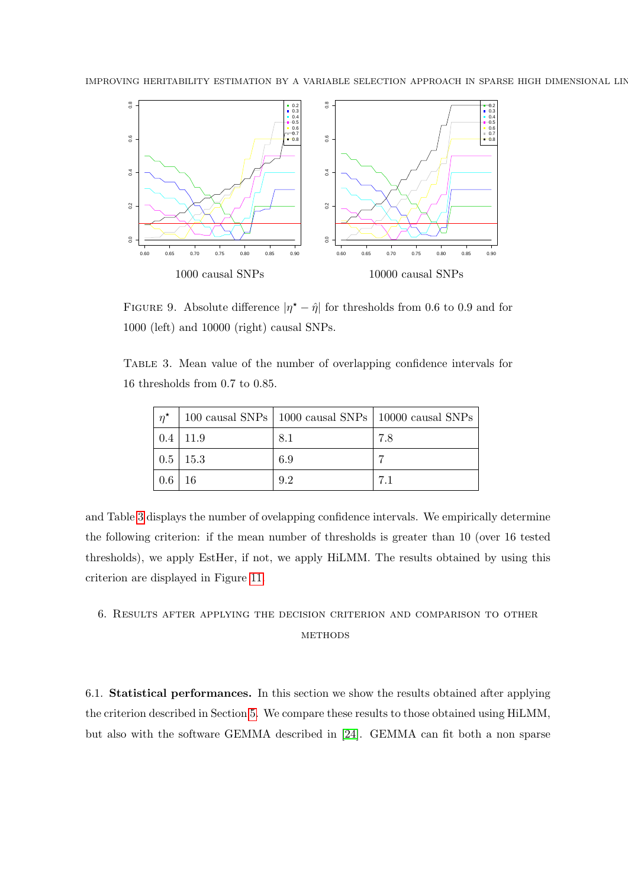1000 causal SNPs

10000 causal SNPs

FIGURE 9. Absolute difference $|\eta^\star - \hat{\eta}|$ for thresholds from 0.6 to 0.9 and for 1000 (left) and 10000 (right) causal SNPs.

TABLE 3. Mean value of the number of overlapping confidence intervals for 16 thresholds from 0.7 to 0.85.

| $\eta^\star$ | 100 causal SNPs | 1000 causal SNPs | 10000 causal SNPs |
|---|---|---|---|
| 0.4 | 11.9 | 8.1 | 7.8 |
| 0.5 | 15.3 | 6.9 | 7 |
| 0.6 | 16 | 9.2 | 7.1 |

and Table 3 displays the number of ovelapping confidence intervals. We empirically determine the following criterion: if the mean number of thresholds is greater than 10 (over 16 tested thresholds), we apply EstHer, if not, we apply HiLMM. The results obtained by using this criterion are displayed in Figure 11.

## 6. Results after applying the decision criterion and comparison to other methods

### 6.1. Statistical performances.

In this section we show the results obtained after applying the criterion described in Section 5. We compare these results to those obtained using HiLMM, but also with the software GEMMA described in [24]. GEMMA can fit both a non sparse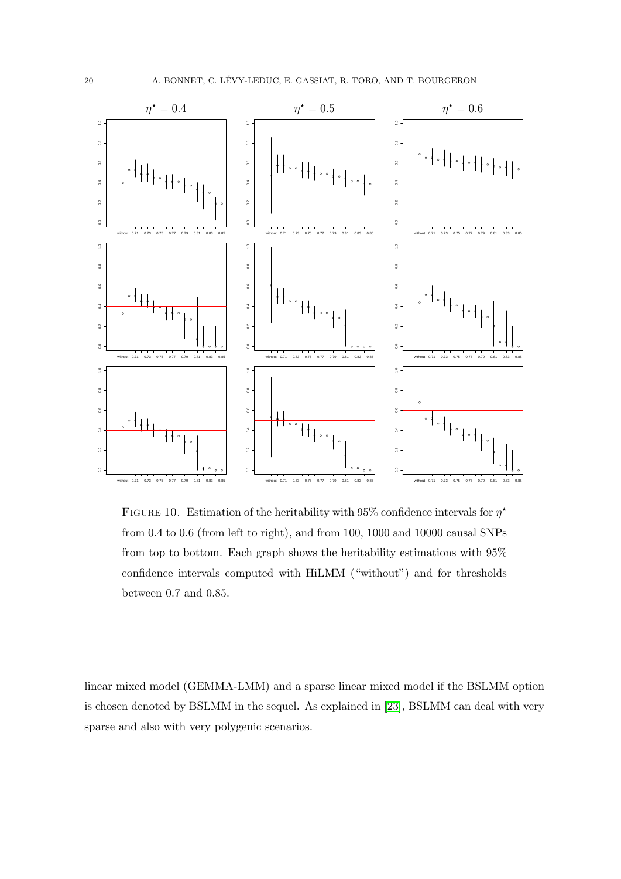FIGURE 10. Estimation of the heritability with 95% confidence intervals for $\eta^\star$ from 0.4 to 0.6 (from left to right), and from 100, 1000 and 10000 causal SNPs from top to bottom. Each graph shows the heritability estimations with 95% confidence intervals computed with HiLMM ("without") and for thresholds between 0.7 and 0.85.

linear mixed model (GEMMA-LMM) and a sparse linear mixed model if the BSLMM option is chosen denoted by BSLMM in the sequel. As explained in [23], BSLMM can deal with very sparse and also with very polygenic scenarios.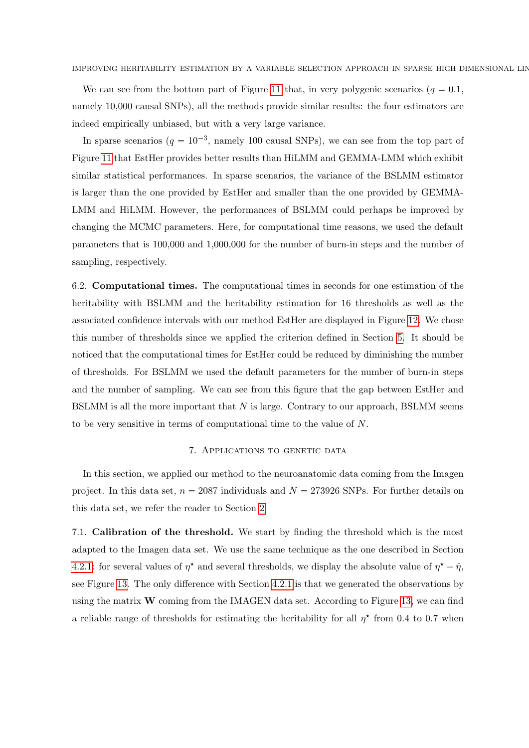We can see from the bottom part of Figure 11 that, in very polygenic scenarios ($q = 0.1$, namely 10,000 causal SNPs), all the methods provide similar results: the four estimators are indeed empirically unbiased, but with a very large variance.

In sparse scenarios ($q = 10^{-3}$, namely 100 causal SNPs), we can see from the top part of Figure 11 that EstHer provides better results than HiLMM and GEMMA-LMM which exhibit similar statistical performances. In sparse scenarios, the variance of the BSLMM estimator is larger than the one provided by EstHer and smaller than the one provided by GEMMA-LMM and HiLMM. However, the performances of BSLMM could perhaps be improved by changing the MCMC parameters. Here, for computational time reasons, we used the default parameters that is 100,000 and 1,000,000 for the number of burn-in steps and the number of sampling, respectively.

**6.2. Computational times.** The computational times in seconds for one estimation of the heritability with BSLMM and the heritability estimation for 16 thresholds as well as the associated confidence intervals with our method EstHer are displayed in Figure 12. We chose this number of thresholds since we applied the criterion defined in Section 5. It should be noticed that the computational times for EstHer could be reduced by diminishing the number of thresholds. For BSLMM we used the default parameters for the number of burn-in steps and the number of sampling. We can see from this figure that the gap between EstHer and BSLMM is all the more important that $N$ is large. Contrary to our approach, BSLMM seems to be very sensitive in terms of computational time to the value of $N$.

## 7. Applications to genetic data

In this section, we applied our method to the neuroanatomic data coming from the Imagen project. In this data set, $n = 2087$ individuals and $N = 273926$ SNPs. For further details on this data set, we refer the reader to Section 2.

**7.1. Calibration of the threshold.** We start by finding the threshold which is the most adapted to the Imagen data set. We use the same technique as the one described in Section 4.2.1: for several values of $\eta^\star$ and several thresholds, we display the absolute value of $\eta^\star - \hat{\eta}$, see Figure 13. The only difference with Section 4.2.1 is that we generated the observations by using the matrix $\mathbf{W}$ coming from the IMAGEN data set. According to Figure 13, we can find a reliable range of thresholds for estimating the heritability for all $\eta^\star$ from 0.4 to 0.7 when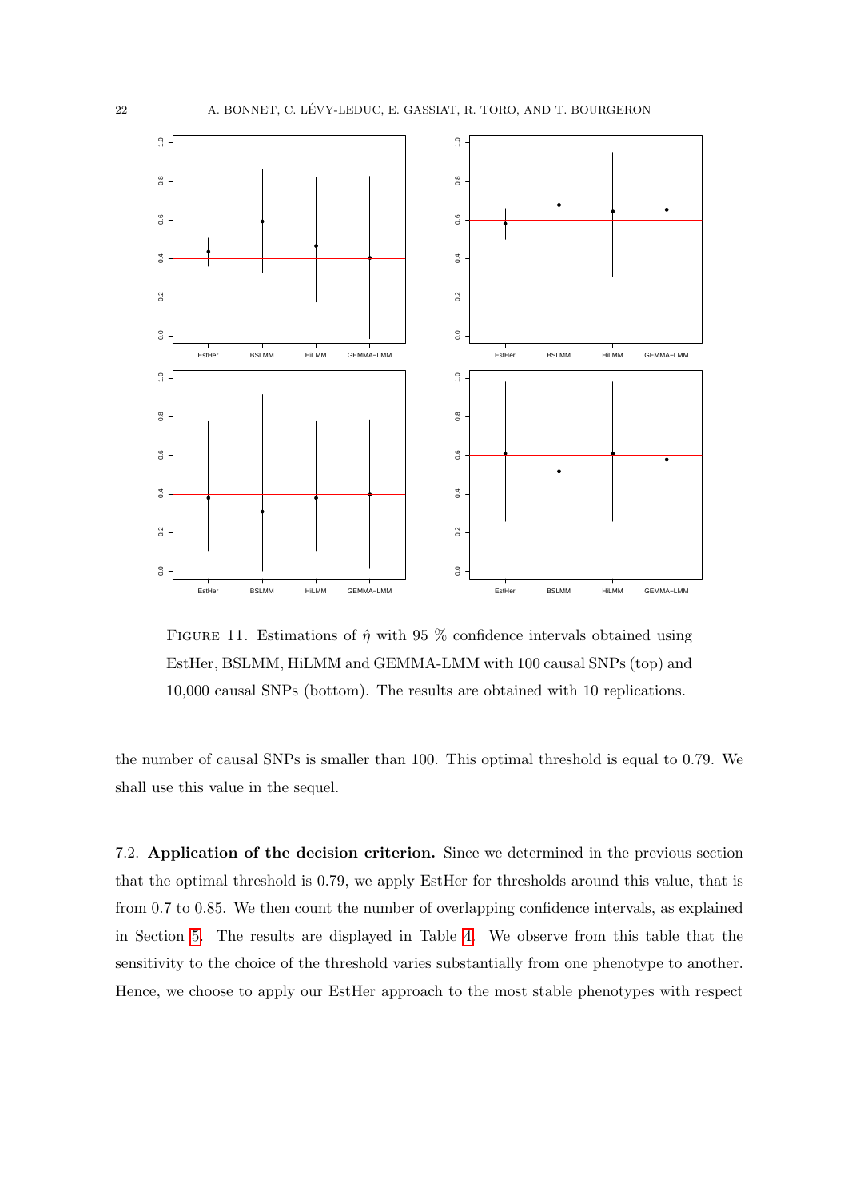FIGURE 11. Estimations of $\hat{\eta}$ with 95 % confidence intervals obtained using EstHer, BSLMM, HiLMM and GEMMA-LMM with 100 causal SNPs (top) and 10,000 causal SNPs (bottom). The results are obtained with 10 replications.

the number of causal SNPs is smaller than 100. This optimal threshold is equal to 0.79. We shall use this value in the sequel.

7.2. **Application of the decision criterion.** Since we determined in the previous section that the optimal threshold is 0.79, we apply EstHer for thresholds around this value, that is from 0.7 to 0.85. We then count the number of overlapping confidence intervals, as explained in Section 5. The results are displayed in Table 4. We observe from this table that the sensitivity to the choice of the threshold varies substantially from one phenotype to another. Hence, we choose to apply our EstHer approach to the most stable phenotypes with respect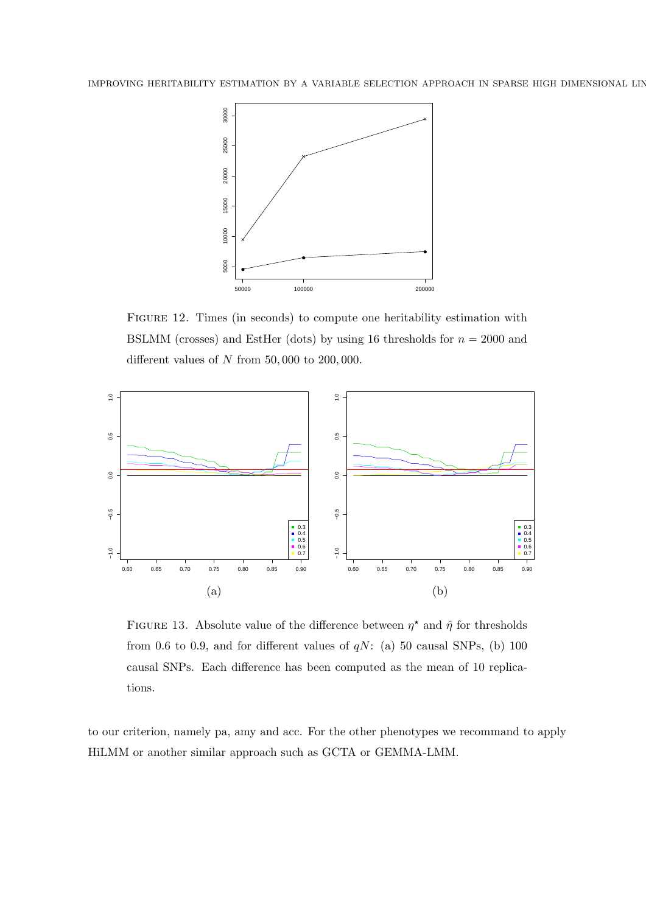FIGURE 12. Times (in seconds) to compute one heritability estimation with BSLMM (crosses) and EstHer (dots) by using 16 thresholds for $n = 2000$ and different values of $N$ from $50,000$ to $200,000$.

FIGURE 13. Absolute value of the difference between $\eta^\star$ and $\hat{\eta}$ for thresholds from 0.6 to 0.9, and for different values of $qN$: (a) 50 causal SNPs, (b) 100 causal SNPs. Each difference has been computed as the mean of 10 replications.

to our criterion, namely pa, amy and acc. For the other phenotypes we recommand to apply HiLMM or another similar approach such as GCTA or GEMMA-LMM.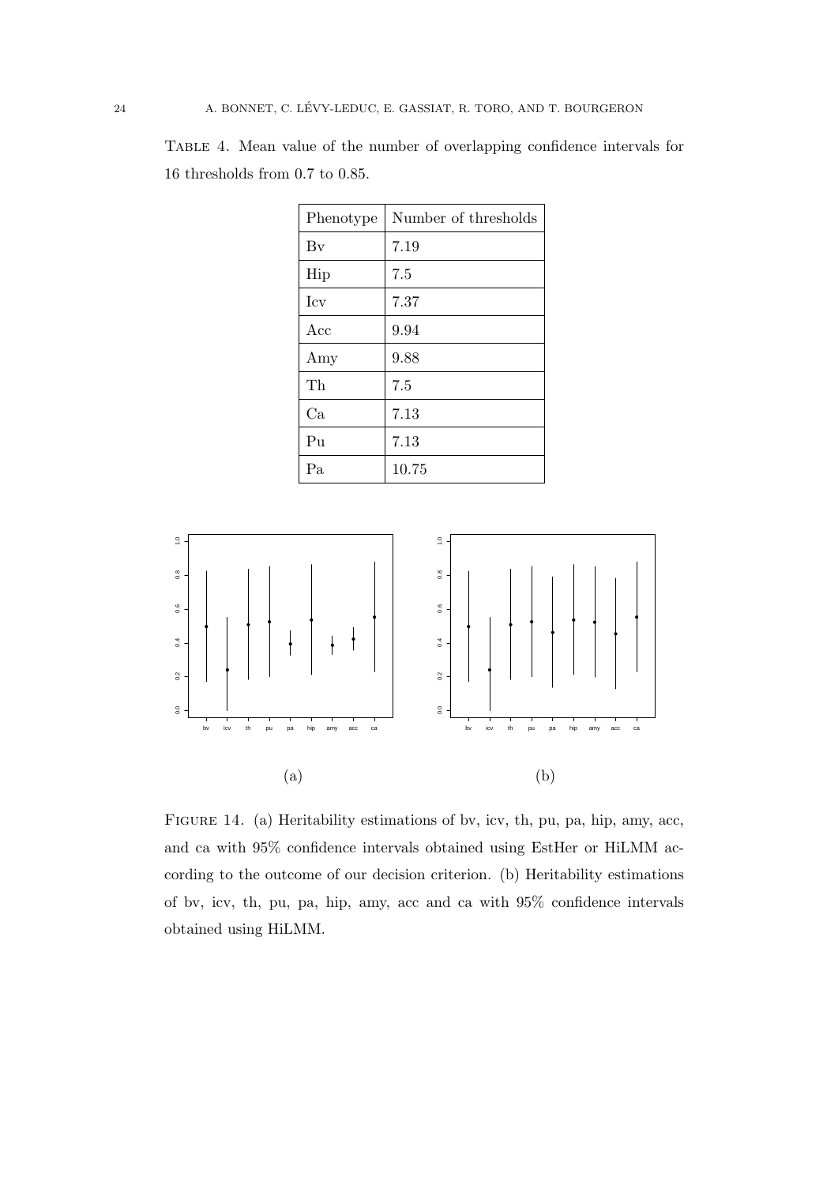Table 4. Mean value of the number of overlapping confidence intervals for 16 thresholds from 0.7 to 0.85.

| Phenotype | Number of thresholds |
| --- | --- |
| Bv | 7.19 |
| Hip | 7.5 |
| Icv | 7.37 |
| Acc | 9.94 |
| Amy | 9.88 |
| Th | 7.5 |
| Ca | 7.13 |
| Pu | 7.13 |
| Pa | 10.75 |

(a)

(b)

Figure 14. (a) Heritability estimations of bv, icv, th, pu, pa, hip, amy, acc, and ca with 95% confidence intervals obtained using EstHer or HiLMM according to the outcome of our decision criterion. (b) Heritability estimations of bv, icv, th, pu, pa, hip, amy, acc and ca with 95% confidence intervals obtained using HiLMM.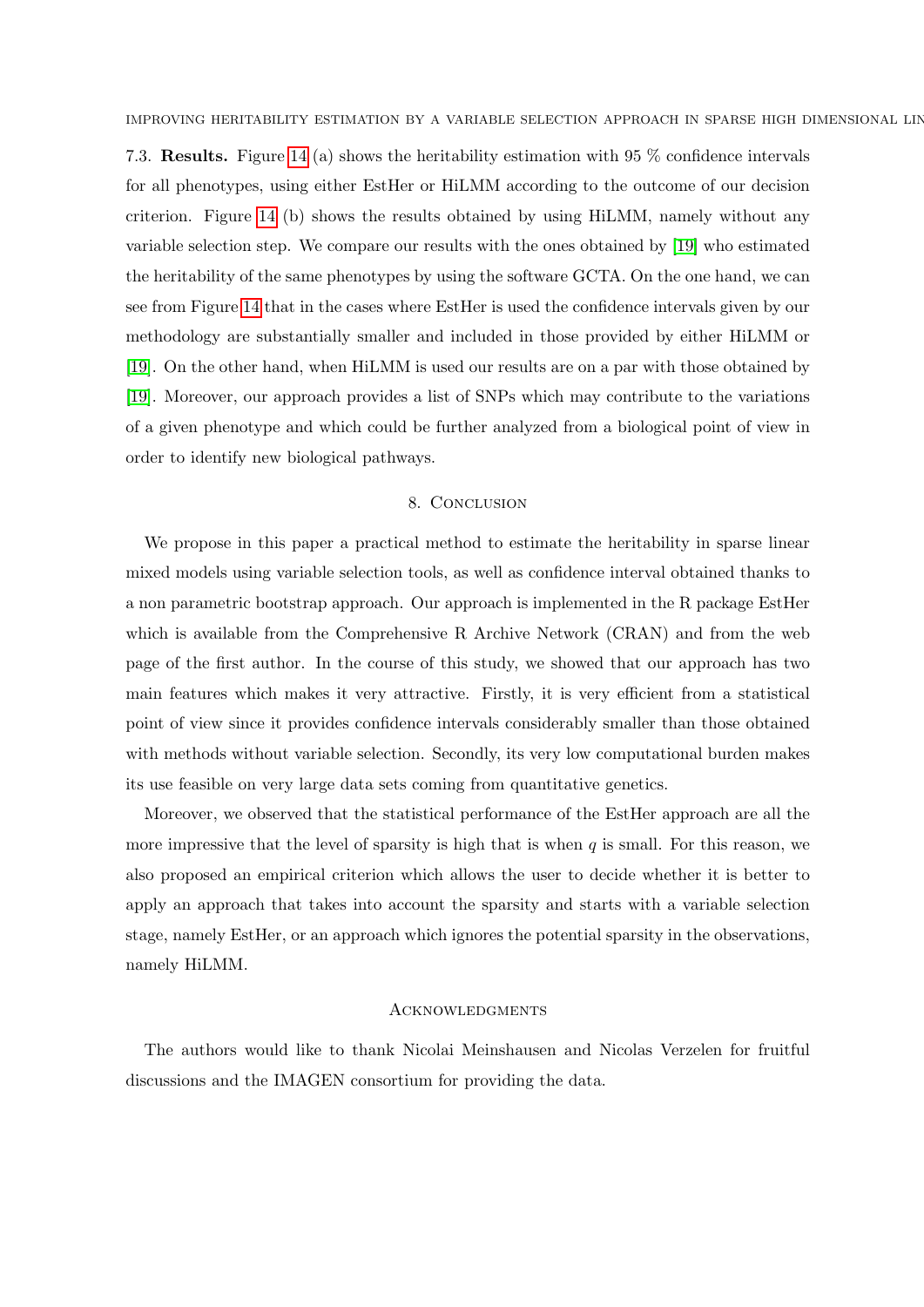7.3. **Results.** Figure 14 (a) shows the heritability estimation with 95 % confidence intervals for all phenotypes, using either EstHer or HiLMM according to the outcome of our decision criterion. Figure 14 (b) shows the results obtained by using HiLMM, namely without any variable selection step. We compare our results with the ones obtained by [19] who estimated the heritability of the same phenotypes by using the software GCTA. On the one hand, we can see from Figure 14 that in the cases where EstHer is used the confidence intervals given by our methodology are substantially smaller and included in those provided by either HiLMM or [19]. On the other hand, when HiLMM is used our results are on a par with those obtained by [19]. Moreover, our approach provides a list of SNPs which may contribute to the variations of a given phenotype and which could be further analyzed from a biological point of view in order to identify new biological pathways.

## 8. Conclusion

We propose in this paper a practical method to estimate the heritability in sparse linear mixed models using variable selection tools, as well as confidence interval obtained thanks to a non parametric bootstrap approach. Our approach is implemented in the R package EstHer which is available from the Comprehensive R Archive Network (CRAN) and from the web page of the first author. In the course of this study, we showed that our approach has two main features which makes it very attractive. Firstly, it is very efficient from a statistical point of view since it provides confidence intervals considerably smaller than those obtained with methods without variable selection. Secondly, its very low computational burden makes its use feasible on very large data sets coming from quantitative genetics.

Moreover, we observed that the statistical performance of the EstHer approach are all the more impressive that the level of sparsity is high that is when $q$ is small. For this reason, we also proposed an empirical criterion which allows the user to decide whether it is better to apply an approach that takes into account the sparsity and starts with a variable selection stage, namely EstHer, or an approach which ignores the potential sparsity in the observations, namely HiLMM.

## Acknowledgments

The authors would like to thank Nicolai Meinshausen and Nicolas Verzelen for fruitful discussions and the IMAGEN consortium for providing the data.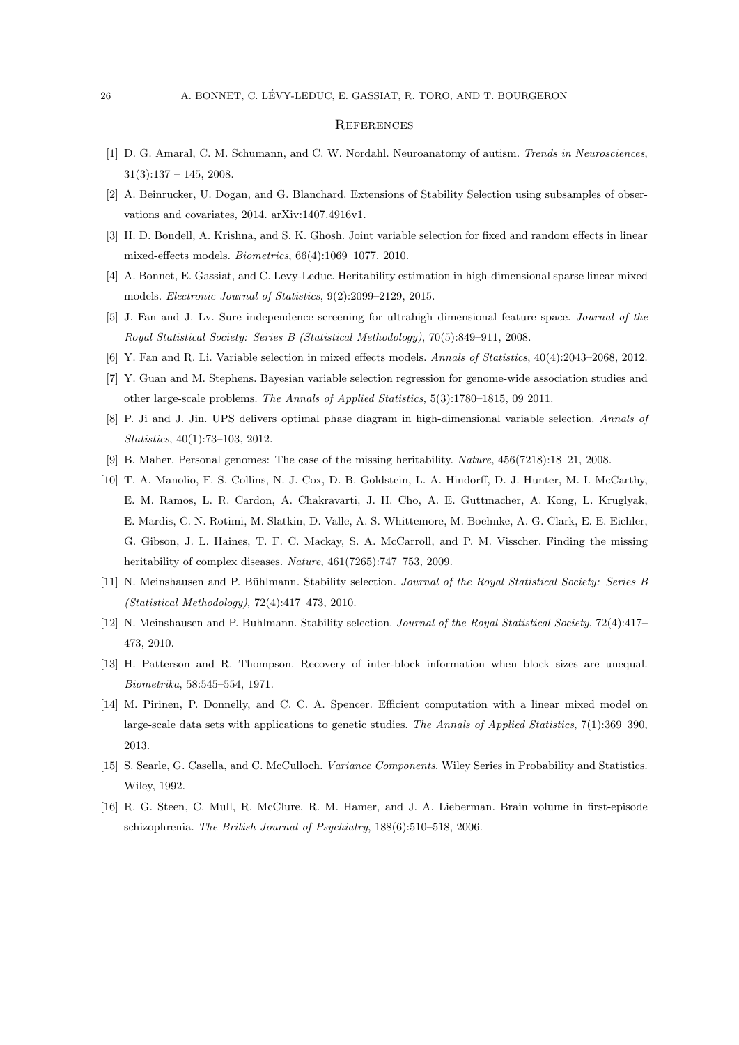## References

[1] D. G. Amaral, C. M. Schumann, and C. W. Nordahl. Neuroanatomy of autism. *Trends in Neurosciences*, 31(3):137 – 145, 2008.

[2] A. Beinrucker, U. Dogan, and G. Blanchard. Extensions of Stability Selection using subsamples of observations and covariates, 2014. arXiv:1407.4916v1.

[3] H. D. Bondell, A. Krishna, and S. K. Ghosh. Joint variable selection for fixed and random effects in linear mixed-effects models. *Biometrics*, 66(4):1069–1077, 2010.

[4] A. Bonnet, E. Gassiat, and C. Levy-Leduc. Heritability estimation in high-dimensional sparse linear mixed models. *Electronic Journal of Statistics*, 9(2):2099–2129, 2015.

[5] J. Fan and J. Lv. Sure independence screening for ultrahigh dimensional feature space. *Journal of the Royal Statistical Society: Series B (Statistical Methodology)*, 70(5):849–911, 2008.

[6] Y. Fan and R. Li. Variable selection in mixed effects models. *Annals of Statistics*, 40(4):2043–2068, 2012.

[7] Y. Guan and M. Stephens. Bayesian variable selection regression for genome-wide association studies and other large-scale problems. *The Annals of Applied Statistics*, 5(3):1780–1815, 09 2011.

[8] P. Ji and J. Jin. UPS delivers optimal phase diagram in high-dimensional variable selection. *Annals of Statistics*, 40(1):73–103, 2012.

[9] B. Maher. Personal genomes: The case of the missing heritability. *Nature*, 456(7218):18–21, 2008.

[10] T. A. Manolio, F. S. Collins, N. J. Cox, D. B. Goldstein, L. A. Hindorff, D. J. Hunter, M. I. McCarthy, E. M. Ramos, L. R. Cardon, A. Chakravarti, J. H. Cho, A. E. Guttmacher, A. Kong, L. Kruglyak, E. Mardis, C. N. Rotimi, M. Slatkin, D. Valle, A. S. Whittemore, M. Boehnke, A. G. Clark, E. E. Eichler, G. Gibson, J. L. Haines, T. F. C. Mackay, S. A. McCarroll, and P. M. Visscher. Finding the missing heritability of complex diseases. *Nature*, 461(7265):747–753, 2009.

[11] N. Meinshausen and P. Bühlmann. Stability selection. *Journal of the Royal Statistical Society: Series B (Statistical Methodology)*, 72(4):417–473, 2010.

[12] N. Meinshausen and P. Buhlmann. Stability selection. *Journal of the Royal Statistical Society*, 72(4):417–473, 2010.

[13] H. Patterson and R. Thompson. Recovery of inter-block information when block sizes are unequal. *Biometrika*, 58:545–554, 1971.

[14] M. Pirinen, P. Donnelly, and C. C. A. Spencer. Efficient computation with a linear mixed model on large-scale data sets with applications to genetic studies. *The Annals of Applied Statistics*, 7(1):369–390, 2013.

[15] S. Searle, G. Casella, and C. McCulloch. *Variance Components*. Wiley Series in Probability and Statistics. Wiley, 1992.

[16] R. G. Steen, C. Mull, R. McClure, R. M. Hamer, and J. A. Lieberman. Brain volume in first-episode schizophrenia. *The British Journal of Psychiatry*, 188(6):510–518, 2006.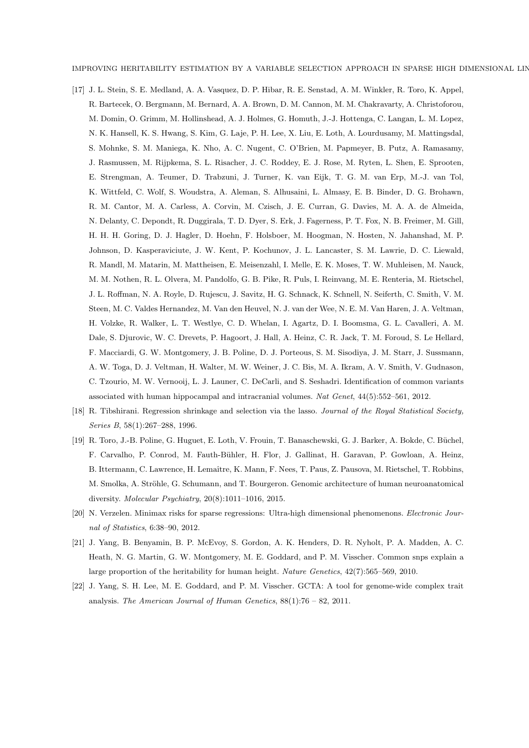[17] J. L. Stein, S. E. Medland, A. A. Vasquez, D. P. Hibar, R. E. Senstad, A. M. Winkler, R. Toro, K. Appel, R. Bartecek, O. Bergmann, M. Bernard, A. A. Brown, D. M. Cannon, M. M. Chakravarty, A. Christoforou, M. Domin, O. Grimm, M. Hollinshead, A. J. Holmes, G. Homuth, J.-J. Hottenga, C. Langan, L. M. Lopez, N. K. Hansell, K. S. Hwang, S. Kim, G. Laje, P. H. Lee, X. Liu, E. Loth, A. Lourdusamy, M. Mattingsdal, S. Mohnke, S. M. Maniega, K. Nho, A. C. Nugent, C. O'Brien, M. Papmeyer, B. Putz, A. Ramasamy, J. Rasmussen, M. Rijpkema, S. L. Risacher, J. C. Roddey, E. J. Rose, M. Ryten, L. Shen, E. Sprooten, E. Strengman, A. Teumer, D. Trabzuni, J. Turner, K. van Eijk, T. G. M. van Erp, M.-J. van Tol, K. Wittfeld, C. Wolf, S. Woudstra, A. Aleman, S. Alhusaini, L. Almasy, E. B. Binder, D. G. Brohawn, R. M. Cantor, M. A. Carless, A. Corvin, M. Czisch, J. E. Curran, G. Davies, M. A. A. de Almeida, N. Delanty, C. Depondt, R. Duggirala, T. D. Dyer, S. Erk, J. Fagerness, P. T. Fox, N. B. Freimer, M. Gill, H. H. H. Goring, D. J. Hagler, D. Hoehn, F. Holsboer, M. Hoogman, N. Hosten, N. Jahanshad, M. P. Johnson, D. Kasperaviciute, J. W. Kent, P. Kochunov, J. L. Lancaster, S. M. Lawrie, D. C. Liewald, R. Mandl, M. Matarin, M. Mattheisen, E. Meisenzahl, I. Melle, E. K. Moses, T. W. Muhleisen, M. Nauck, M. M. Nothen, R. L. Olvera, M. Pandolfo, G. B. Pike, R. Puls, I. Reinvang, M. E. Renteria, M. Rietschel, J. L. Roffman, N. A. Royle, D. Rujescu, J. Savitz, H. G. Schnack, K. Schnell, N. Seiferth, C. Smith, V. M. Steen, M. C. Valdes Hernandez, M. Van den Heuvel, N. J. van der Wee, N. E. M. Van Haren, J. A. Veltman, H. Volzke, R. Walker, L. T. Westlye, C. D. Whelan, I. Agartz, D. I. Boomsma, G. L. Cavalleri, A. M. Dale, S. Djurovic, W. C. Drevets, P. Hagoort, J. Hall, A. Heinz, C. R. Jack, T. M. Foroud, S. Le Hellard, F. Macciardi, G. W. Montgomery, J. B. Poline, D. J. Porteous, S. M. Sisodiya, J. M. Starr, J. Sussmann, A. W. Toga, D. J. Veltman, H. Walter, M. W. Weiner, J. C. Bis, M. A. Ikram, A. V. Smith, V. Gudnason, C. Tzourio, M. W. Vernooij, L. J. Launer, C. DeCarli, and S. Seshadri. Identification of common variants associated with human hippocampal and intracranial volumes. *Nat Genet*, 44(5):552–561, 2012.

[18] R. Tibshirani. Regression shrinkage and selection via the lasso. *Journal of the Royal Statistical Society, Series B*, 58(1):267–288, 1996.

[19] R. Toro, J.-B. Poline, G. Huguet, E. Loth, V. Frouin, T. Banaschewski, G. J. Barker, A. Bokde, C. Büchel, F. Carvalho, P. Conrod, M. Fauth-Bühler, H. Flor, J. Gallinat, H. Garavan, P. Gowloan, A. Heinz, B. Ittermann, C. Lawrence, H. Lemaître, K. Mann, F. Nees, T. Paus, Z. Pausova, M. Rietschel, T. Robbins, M. Smolka, A. Ströhle, G. Schumann, and T. Bourgeron. Genomic architecture of human neuroanatomical diversity. *Molecular Psychiatry*, 20(8):1011–1016, 2015.

[20] N. Verzelen. Minimax risks for sparse regressions: Ultra-high dimensional phenomenons. *Electronic Journal of Statistics*, 6:38–90, 2012.

[21] J. Yang, B. Benyamin, B. P. McEvoy, S. Gordon, A. K. Henders, D. R. Nyholt, P. A. Madden, A. C. Heath, N. G. Martin, G. W. Montgomery, M. E. Goddard, and P. M. Visscher. Common snps explain a large proportion of the heritability for human height. *Nature Genetics*, 42(7):565–569, 2010.

[22] J. Yang, S. H. Lee, M. E. Goddard, and P. M. Visscher. GCTA: A tool for genome-wide complex trait analysis. *The American Journal of Human Genetics*, 88(1):76 – 82, 2011.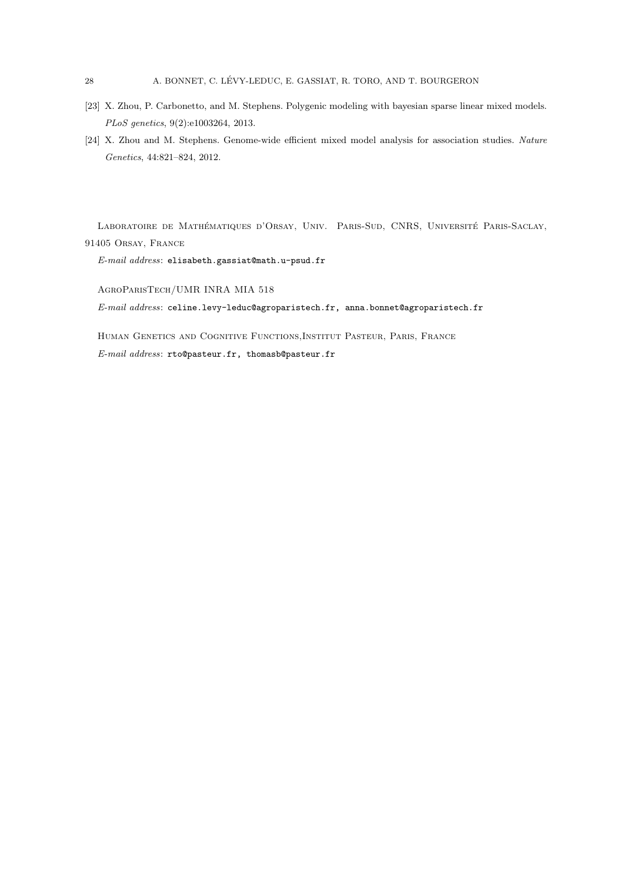[23] X. Zhou, P. Carbonetto, and M. Stephens. Polygenic modeling with bayesian sparse linear mixed models. *PLoS genetics*, 9(2):e1003264, 2013.

[24] X. Zhou and M. Stephens. Genome-wide efficient mixed model analysis for association studies. *Nature Genetics*, 44:821–824, 2012.

Laboratoire de Mathématiques d'Orsay, Univ. Paris-Sud, CNRS, Université Paris-Saclay, 91405 Orsay, France

*E-mail address*: elisabeth.gassiat@math.u-psud.fr

AgroParisTech/UMR INRA MIA 518

*E-mail address*: celine.levy-leduc@agroparistech.fr, anna.bonnet@agroparistech.fr

Human Genetics and Cognitive Functions,Institut Pasteur, Paris, France

*E-mail address*: rto@pasteur.fr, thomasb@pasteur.fr